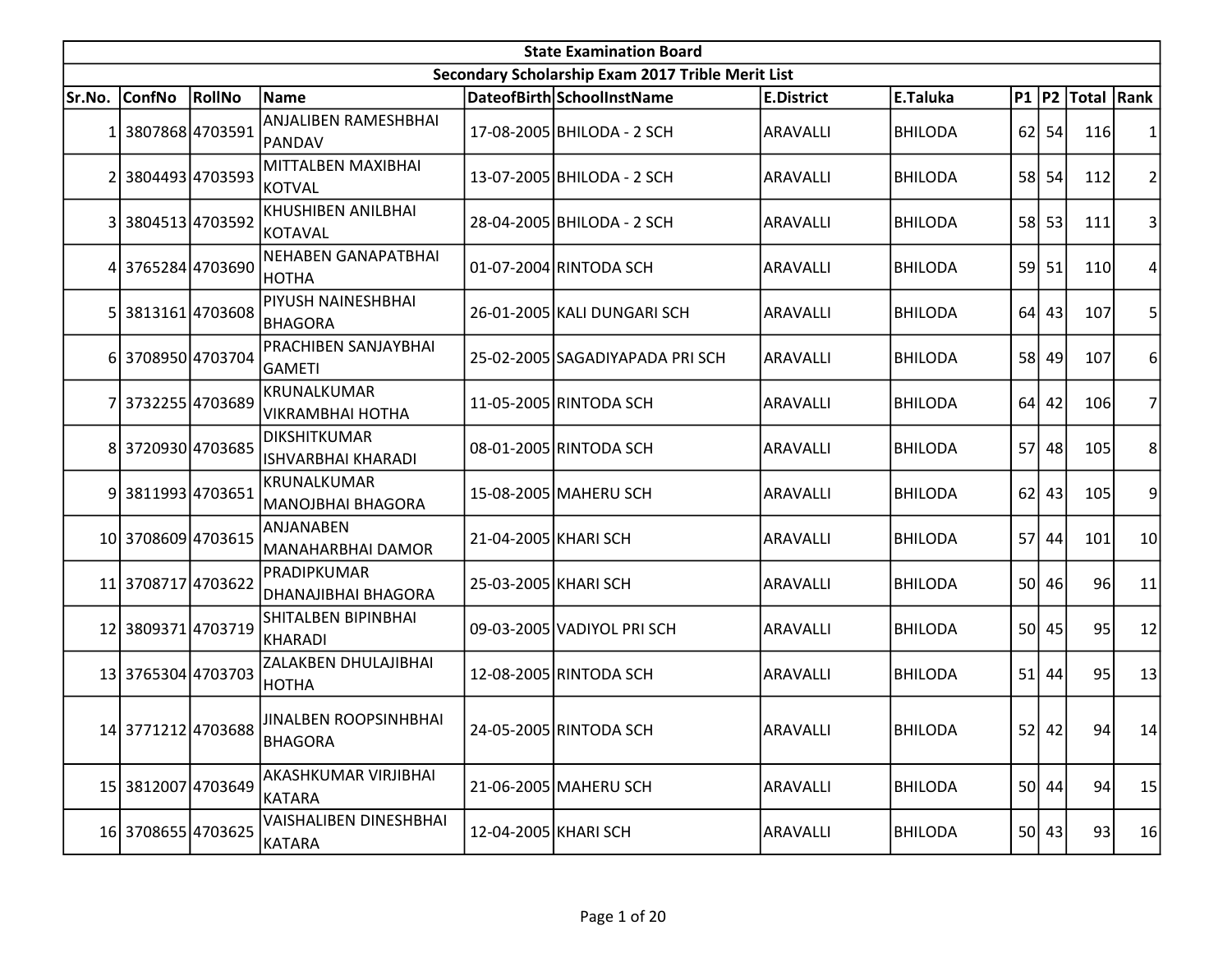# State Examination Board

## Secondary Scholarship Exam 2017 Trible Merit List

| Sr.No. | ConfNo | RollNo | Name | DateofBirth | SchoolInstName | E.District | E.Taluka | P1 | P2 | Total | Rank |
|---|---|---|---|---|---|---|---|---|---|---|---|
| 1 | 3807868 | 4703591 | ANJALIBEN RAMESHBHAI PANDAV | 17-08-2005 | BHILODA - 2 SCH | ARAVALLI | BHILODA | 62 | 54 | 116 | 1 |
| 2 | 3804493 | 4703593 | MITTALBEN MAXIBHAI KOTVAL | 13-07-2005 | BHILODA - 2 SCH | ARAVALLI | BHILODA | 58 | 54 | 112 | 2 |
| 3 | 3804513 | 4703592 | KHUSHIBEN ANILBHAI KOTAVAL | 28-04-2005 | BHILODA - 2 SCH | ARAVALLI | BHILODA | 58 | 53 | 111 | 3 |
| 4 | 3765284 | 4703690 | NEHABEN GANAPATBHAI HOTHA | 01-07-2004 | RINTODA SCH | ARAVALLI | BHILODA | 59 | 51 | 110 | 4 |
| 5 | 3813161 | 4703608 | PIYUSH NAINESHBHAI BHAGORA | 26-01-2005 | KALI DUNGARI SCH | ARAVALLI | BHILODA | 64 | 43 | 107 | 5 |
| 6 | 3708950 | 4703704 | PRACHIBEN SANJAYBHAI GAMETI | 25-02-2005 | SAGADIYAPADA PRI SCH | ARAVALLI | BHILODA | 58 | 49 | 107 | 6 |
| 7 | 3732255 | 4703689 | KRUNALKUMAR VIKRAMBHAI HOTHA | 11-05-2005 | RINTODA SCH | ARAVALLI | BHILODA | 64 | 42 | 106 | 7 |
| 8 | 3720930 | 4703685 | DIKSHITKUMAR ISHVARBHAI KHARADI | 08-01-2005 | RINTODA SCH | ARAVALLI | BHILODA | 57 | 48 | 105 | 8 |
| 9 | 3811993 | 4703651 | KRUNALKUMAR MANOJBHAI BHAGORA | 15-08-2005 | MAHERU SCH | ARAVALLI | BHILODA | 62 | 43 | 105 | 9 |
| 10 | 3708609 | 4703615 | ANJANABEN MANAHARBHAI DAMOR | 21-04-2005 | KHARI SCH | ARAVALLI | BHILODA | 57 | 44 | 101 | 10 |
| 11 | 3708717 | 4703622 | PRADIPKUMAR DHANAJIBHAI BHAGORA | 25-03-2005 | KHARI SCH | ARAVALLI | BHILODA | 50 | 46 | 96 | 11 |
| 12 | 3809371 | 4703719 | SHITALBEN BIPINBHAI KHARADI | 09-03-2005 | VADIYOL PRI SCH | ARAVALLI | BHILODA | 50 | 45 | 95 | 12 |
| 13 | 3765304 | 4703703 | ZALAKBEN DHULAJIBHAI HOTHA | 12-08-2005 | RINTODA SCH | ARAVALLI | BHILODA | 51 | 44 | 95 | 13 |
| 14 | 3771212 | 4703688 | JINALBEN ROOPSINHBHAI BHAGORA | 24-05-2005 | RINTODA SCH | ARAVALLI | BHILODA | 52 | 42 | 94 | 14 |
| 15 | 3812007 | 4703649 | AKASHKUMAR VIRJIBHAI KATARA | 21-06-2005 | MAHERU SCH | ARAVALLI | BHILODA | 50 | 44 | 94 | 15 |
| 16 | 3708655 | 4703625 | VAISHALIBEN DINESHBHAI KATARA | 12-04-2005 | KHARI SCH | ARAVALLI | BHILODA | 50 | 43 | 93 | 16 |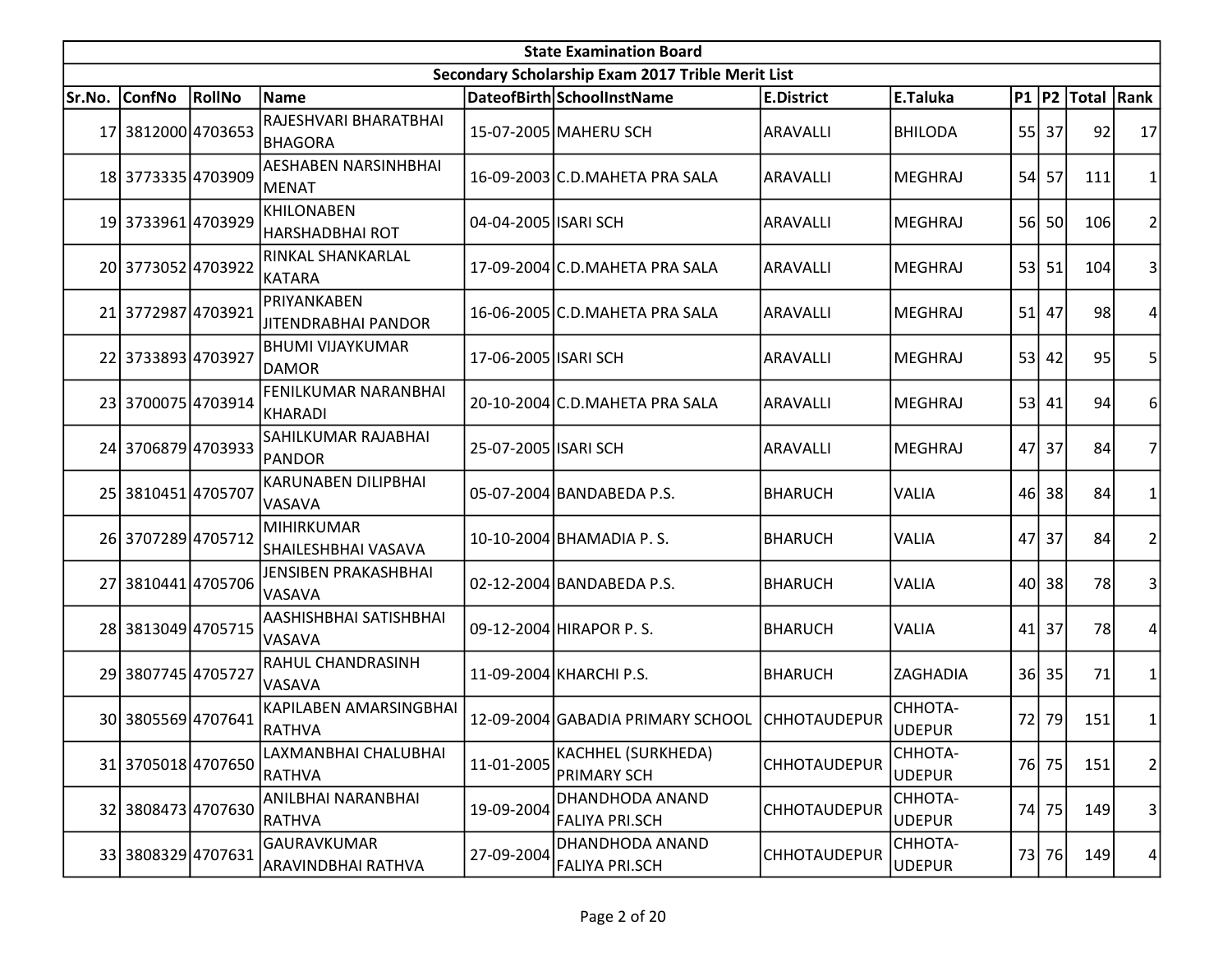| State Examination Board | | | | | | | | | | | | |
|---|---|---|---|---|---|---|---|---|---|---|---|---|
| Secondary Scholarship Exam 2017 Trible Merit List | | | | | | | | | | | | |
| Sr.No. | ConfNo | RollNo | Name | DateofBirth | SchoolInstName | E.District | E.Taluka | P1 | P2 | Total | Rank |
| 17 | 3812000 | 4703653 | RAJESHVARI BHARATBHAI BHAGORA | 15-07-2005 | MAHERU SCH | ARAVALLI | BHILODA | 55 | 37 | 92 | 17 |
| 18 | 3773335 | 4703909 | AESHABEN NARSINHBHAI MENAT | 16-09-2003 | C.D.MAHETA PRA SALA | ARAVALLI | MEGHRAJ | 54 | 57 | 111 | 1 |
| 19 | 3733961 | 4703929 | KHILONABEN HARSHADBHAI ROT | 04-04-2005 | ISARI SCH | ARAVALLI | MEGHRAJ | 56 | 50 | 106 | 2 |
| 20 | 3773052 | 4703922 | RINKAL SHANKARLAL KATARA | 17-09-2004 | C.D.MAHETA PRA SALA | ARAVALLI | MEGHRAJ | 53 | 51 | 104 | 3 |
| 21 | 3772987 | 4703921 | PRIYANKABEN JITENDRABHAI PANDOR | 16-06-2005 | C.D.MAHETA PRA SALA | ARAVALLI | MEGHRAJ | 51 | 47 | 98 | 4 |
| 22 | 3733893 | 4703927 | BHUMI VIJAYKUMAR DAMOR | 17-06-2005 | ISARI SCH | ARAVALLI | MEGHRAJ | 53 | 42 | 95 | 5 |
| 23 | 3700075 | 4703914 | FENILKUMAR NARANBHAI KHARADI | 20-10-2004 | C.D.MAHETA PRA SALA | ARAVALLI | MEGHRAJ | 53 | 41 | 94 | 6 |
| 24 | 3706879 | 4703933 | SAHILKUMAR RAJABHAI PANDOR | 25-07-2005 | ISARI SCH | ARAVALLI | MEGHRAJ | 47 | 37 | 84 | 7 |
| 25 | 3810451 | 4705707 | KARUNABEN DILIPBHAI VASAVA | 05-07-2004 | BANDABEDA P.S. | BHARUCH | VALIA | 46 | 38 | 84 | 1 |
| 26 | 3707289 | 4705712 | MIHIRKUMAR SHAILESHBHAI VASAVA | 10-10-2004 | BHAMADIA P. S. | BHARUCH | VALIA | 47 | 37 | 84 | 2 |
| 27 | 3810441 | 4705706 | JENSIBEN PRAKASHBHAI VASAVA | 02-12-2004 | BANDABEDA P.S. | BHARUCH | VALIA | 40 | 38 | 78 | 3 |
| 28 | 3813049 | 4705715 | AASHISHBHAI SATISHBHAI VASAVA | 09-12-2004 | HIRAPOR P. S. | BHARUCH | VALIA | 41 | 37 | 78 | 4 |
| 29 | 3807745 | 4705727 | RAHUL CHANDRASINH VASAVA | 11-09-2004 | KHARCHI P.S. | BHARUCH | ZAGHADIA | 36 | 35 | 71 | 1 |
| 30 | 3805569 | 4707641 | KAPILABEN AMARSINGBHAI RATHVA | 12-09-2004 | GABADIA PRIMARY SCHOOL | CHHOTAUDEPUR | CHHOTA-UDEPUR | 72 | 79 | 151 | 1 |
| 31 | 3705018 | 4707650 | LAXMANBHAI CHALUBHAI RATHVA | 11-01-2005 | KACHHEL (SURKHEDA) PRIMARY SCH | CHHOTAUDEPUR | CHHOTA-UDEPUR | 76 | 75 | 151 | 2 |
| 32 | 3808473 | 4707630 | ANILBHAI NARANBHAI RATHVA | 19-09-2004 | DHANDHODA ANAND FALIYA PRI.SCH | CHHOTAUDEPUR | CHHOTA-UDEPUR | 74 | 75 | 149 | 3 |
| 33 | 3808329 | 4707631 | GAURAVKUMAR ARAVINDBHAI RATHVA | 27-09-2004 | DHANDHODA ANAND FALIYA PRI.SCH | CHHOTAUDEPUR | CHHOTA-UDEPUR | 73 | 76 | 149 | 4 |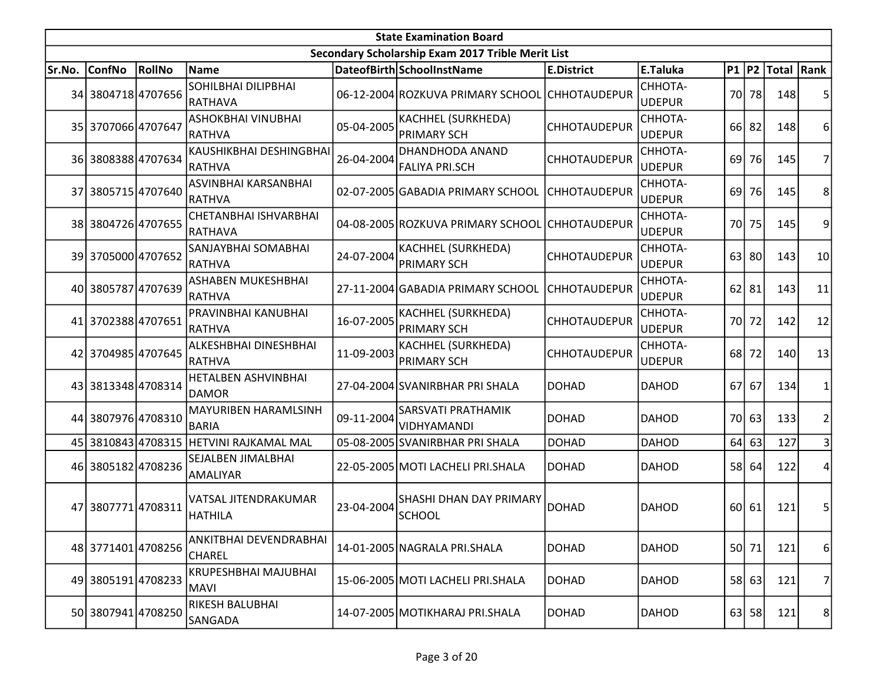| State Examination Board | | | | | | | | | | | |
|---|---|---|---|---|---|---|---|---|---|---|---|
| Secondary Scholarship Exam 2017 Trible Merit List | | | | | | | | | | | |
| Sr.No. | ConfNo | RollNo | Name | DateofBirth | SchoolInstName | E.District | E.Taluka | P1 | P2 | Total | Rank |
| 34 | 3804718 | 4707656 | SOHILBHAI DILIPBHAI RATHAVA | 06-12-2004 | ROZKUVA PRIMARY SCHOOL | CHHOTAUDEPUR | CHHOTA-UDEPUR | 70 | 78 | 148 | 5 |
| 35 | 3707066 | 4707647 | ASHOKBHAI VINUBHAI RATHVA | 05-04-2005 | KACHHEL (SURKHEDA) PRIMARY SCH | CHHOTAUDEPUR | CHHOTA-UDEPUR | 66 | 82 | 148 | 6 |
| 36 | 3808388 | 4707634 | KAUSHIKBHAI DESHINGBHAI RATHVA | 26-04-2004 | DHANDHODA ANAND FALIYA PRI.SCH | CHHOTAUDEPUR | CHHOTA-UDEPUR | 69 | 76 | 145 | 7 |
| 37 | 3805715 | 4707640 | ASVINBHAI KARSANBHAI RATHVA | 02-07-2005 | GABADIA PRIMARY SCHOOL | CHHOTAUDEPUR | CHHOTA-UDEPUR | 69 | 76 | 145 | 8 |
| 38 | 3804726 | 4707655 | CHETANBHAI ISHVARBHAI RATHAVA | 04-08-2005 | ROZKUVA PRIMARY SCHOOL | CHHOTAUDEPUR | CHHOTA-UDEPUR | 70 | 75 | 145 | 9 |
| 39 | 3705000 | 4707652 | SANJAYBHAI SOMABHAI RATHVA | 24-07-2004 | KACHHEL (SURKHEDA) PRIMARY SCH | CHHOTAUDEPUR | CHHOTA-UDEPUR | 63 | 80 | 143 | 10 |
| 40 | 3805787 | 4707639 | ASHABEN MUKESHBHAI RATHVA | 27-11-2004 | GABADIA PRIMARY SCHOOL | CHHOTAUDEPUR | CHHOTA-UDEPUR | 62 | 81 | 143 | 11 |
| 41 | 3702388 | 4707651 | PRAVINBHAI KANUBHAI RATHVA | 16-07-2005 | KACHHEL (SURKHEDA) PRIMARY SCH | CHHOTAUDEPUR | CHHOTA-UDEPUR | 70 | 72 | 142 | 12 |
| 42 | 3704985 | 4707645 | ALKESHBHAI DINESHBHAI RATHVA | 11-09-2003 | KACHHEL (SURKHEDA) PRIMARY SCH | CHHOTAUDEPUR | CHHOTA-UDEPUR | 68 | 72 | 140 | 13 |
| 43 | 3813348 | 4708314 | HETALBEN ASHVINBHAI DAMOR | 27-04-2004 | SVANIRBHAR PRI SHALA | DOHAD | DAHOD | 67 | 67 | 134 | 1 |
| 44 | 3807976 | 4708310 | MAYURIBEN HARAMLSINH BARIA | 09-11-2004 | SARSVATI PRATHAMIK VIDHYAMANDI | DOHAD | DAHOD | 70 | 63 | 133 | 2 |
| 45 | 3810843 | 4708315 | HETVINI RAJKAMAL MAL | 05-08-2005 | SVANIRBHAR PRI SHALA | DOHAD | DAHOD | 64 | 63 | 127 | 3 |
| 46 | 3805182 | 4708236 | SEJALBEN JIMALBHAI AMALIYAR | 22-05-2005 | MOTI LACHELI PRI.SHALA | DOHAD | DAHOD | 58 | 64 | 122 | 4 |
| 47 | 3807771 | 4708311 | VATSAL JITENDRAKUMAR HATHILA | 23-04-2004 | SHASHI DHAN DAY PRIMARY SCHOOL | DOHAD | DAHOD | 60 | 61 | 121 | 5 |
| 48 | 3771401 | 4708256 | ANKITBHAI DEVENDRABHAI CHAREL | 14-01-2005 | NAGRALA PRI.SHALA | DOHAD | DAHOD | 50 | 71 | 121 | 6 |
| 49 | 3805191 | 4708233 | KRUPESHBHAI MAJUBHAI MAVI | 15-06-2005 | MOTI LACHELI PRI.SHALA | DOHAD | DAHOD | 58 | 63 | 121 | 7 |
| 50 | 3807941 | 4708250 | RIKESH BALUBHAI SANGADA | 14-07-2005 | MOTIKHARAJ PRI.SHALA | DOHAD | DAHOD | 63 | 58 | 121 | 8 |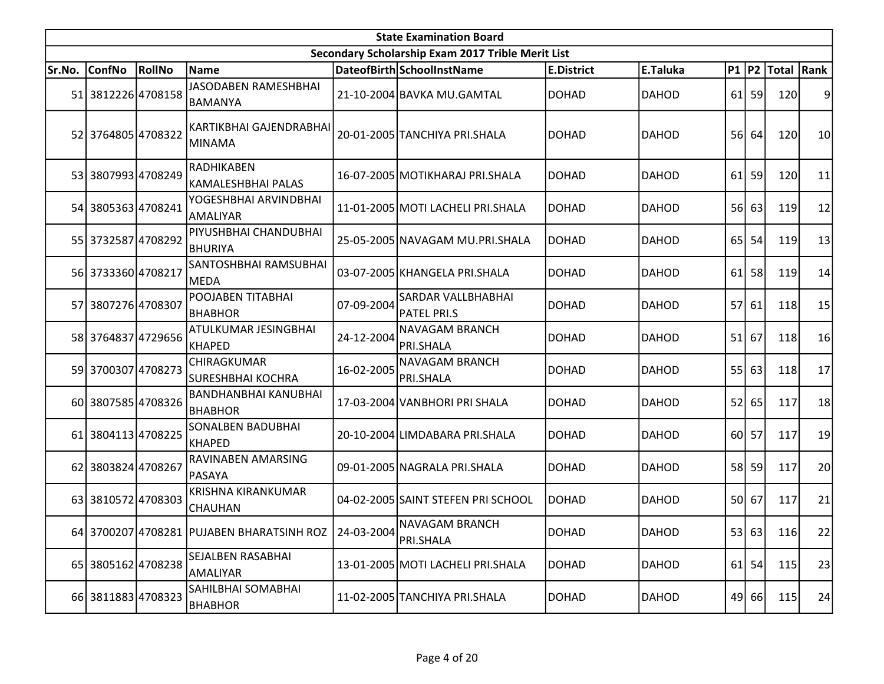| State Examination Board | | | | | | | | | | | | |
|---|---|---|---|---|---|---|---|---|---|---|---|---|
| Secondary Scholarship Exam 2017 Trible Merit List | | | | | | | | | | | | |
| Sr.No. | ConfNo | RollNo | Name | DateofBirth | SchoolInstName | E.District | E.Taluka | P1 | P2 | Total | Rank |
| 51 | 3812226 | 4708158 | JASODABEN RAMESHBHAI BAMANYA | 21-10-2004 | BAVKA MU.GAMTAL | DOHAD | DAHOD | 61 | 59 | 120 | 9 |
| 52 | 3764805 | 4708322 | KARTIKBHAI GAJENDRABHAI MINAMA | 20-01-2005 | TANCHIYA PRI.SHALA | DOHAD | DAHOD | 56 | 64 | 120 | 10 |
| 53 | 3807993 | 4708249 | RADHIKABEN KAMALESHBHAI PALAS | 16-07-2005 | MOTIKHARAJ PRI.SHALA | DOHAD | DAHOD | 61 | 59 | 120 | 11 |
| 54 | 3805363 | 4708241 | YOGESHBHAI ARVINDBHAI AMALIYAR | 11-01-2005 | MOTI LACHELI PRI.SHALA | DOHAD | DAHOD | 56 | 63 | 119 | 12 |
| 55 | 3732587 | 4708292 | PIYUSHBHAI CHANDUBHAI BHURIYA | 25-05-2005 | NAVAGAM MU.PRI.SHALA | DOHAD | DAHOD | 65 | 54 | 119 | 13 |
| 56 | 3733360 | 4708217 | SANTOSHBHAI RAMSUBHAI MEDA | 03-07-2005 | KHANGELA PRI.SHALA | DOHAD | DAHOD | 61 | 58 | 119 | 14 |
| 57 | 3807276 | 4708307 | POOJABEN TITABHAI BHABHOR | 07-09-2004 | SARDAR VALLBHABHAI PATEL PRI.S | DOHAD | DAHOD | 57 | 61 | 118 | 15 |
| 58 | 3764837 | 4729656 | ATULKUMAR JESINGBHAI KHAPED | 24-12-2004 | NAVAGAM BRANCH PRI.SHALA | DOHAD | DAHOD | 51 | 67 | 118 | 16 |
| 59 | 3700307 | 4708273 | CHIRAGKUMAR SURESHBHAI KOCHRA | 16-02-2005 | NAVAGAM BRANCH PRI.SHALA | DOHAD | DAHOD | 55 | 63 | 118 | 17 |
| 60 | 3807585 | 4708326 | BANDHANBHAI KANUBHAI BHABHOR | 17-03-2004 | VANBHORI PRI SHALA | DOHAD | DAHOD | 52 | 65 | 117 | 18 |
| 61 | 3804113 | 4708225 | SONALBEN BADUBHAI KHAPED | 20-10-2004 | LIMDABARA PRI.SHALA | DOHAD | DAHOD | 60 | 57 | 117 | 19 |
| 62 | 3803824 | 4708267 | RAVINABEN AMARSING PASAYA | 09-01-2005 | NAGRALA PRI.SHALA | DOHAD | DAHOD | 58 | 59 | 117 | 20 |
| 63 | 3810572 | 4708303 | KRISHNA KIRANKUMAR CHAUHAN | 04-02-2005 | SAINT STEFEN PRI SCHOOL | DOHAD | DAHOD | 50 | 67 | 117 | 21 |
| 64 | 3700207 | 4708281 | PUJABEN BHARATSINH ROZ | 24-03-2004 | NAVAGAM BRANCH PRI.SHALA | DOHAD | DAHOD | 53 | 63 | 116 | 22 |
| 65 | 3805162 | 4708238 | SEJALBEN RASABHAI AMALIYAR | 13-01-2005 | MOTI LACHELI PRI.SHALA | DOHAD | DAHOD | 61 | 54 | 115 | 23 |
| 66 | 3811883 | 4708323 | SAHILBHAI SOMABHAI BHABHOR | 11-02-2005 | TANCHIYA PRI.SHALA | DOHAD | DAHOD | 49 | 66 | 115 | 24 |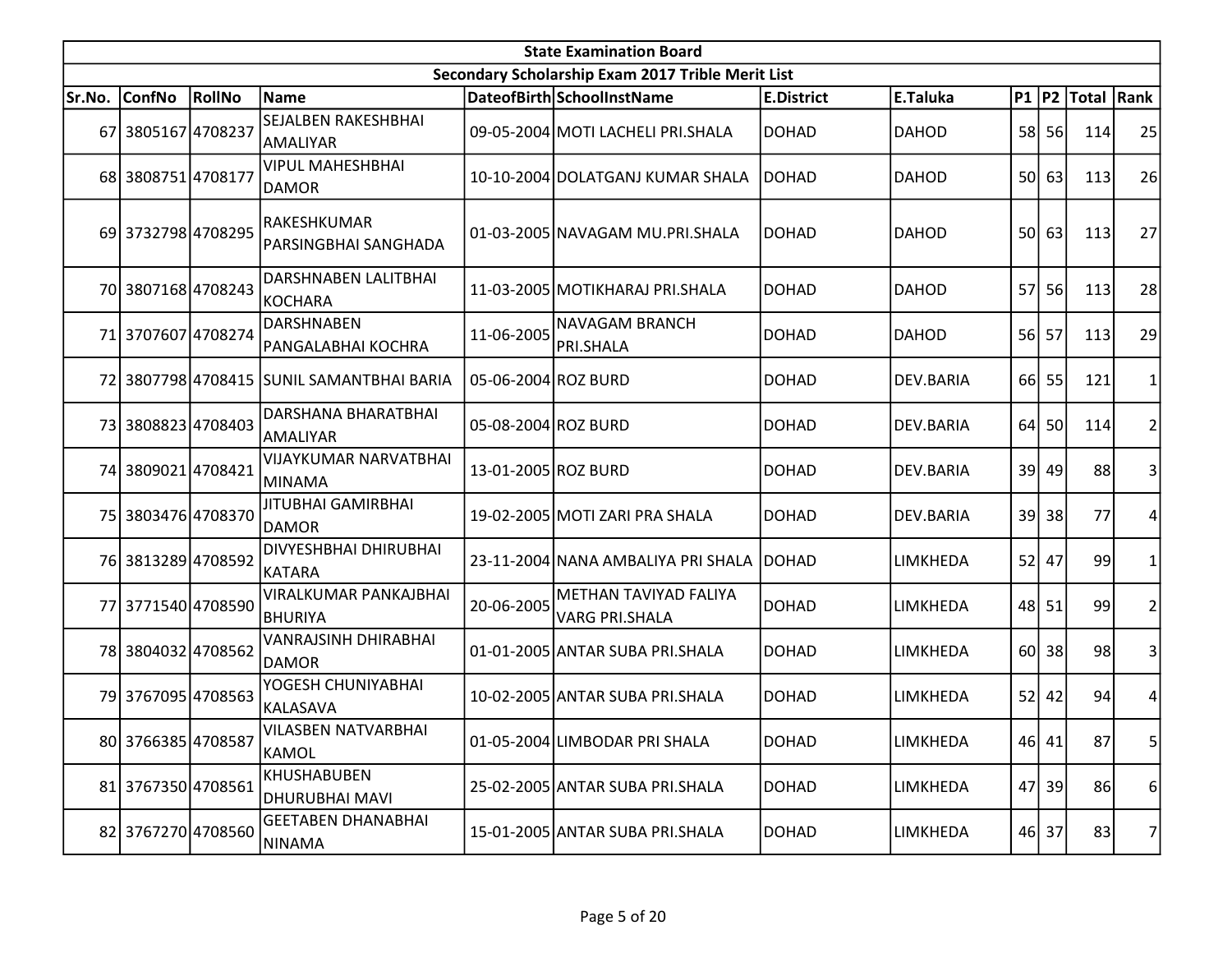| State Examination Board | | | | | | | | | | | | |
|---|---|---|---|---|---|---|---|---|---|---|---|---|
| Secondary Scholarship Exam 2017 Trible Merit List | | | | | | | | | | | | |
| Sr.No. | ConfNo | RollNo | Name | DateofBirth | SchoolInstName | E.District | E.Taluka | P1 | P2 | Total | Rank |
| 67 | 3805167 | 4708237 | SEJALBEN RAKESHBHAI AMALIYAR | 09-05-2004 | MOTI LACHELI PRI.SHALA | DOHAD | DAHOD | 58 | 56 | 114 | 25 |
| 68 | 3808751 | 4708177 | VIPUL MAHESHBHAI DAMOR | 10-10-2004 | DOLATGANJ KUMAR SHALA | DOHAD | DAHOD | 50 | 63 | 113 | 26 |
| 69 | 3732798 | 4708295 | RAKESHKUMAR PARSINGBHAI SANGHADA | 01-03-2005 | NAVAGAM MU.PRI.SHALA | DOHAD | DAHOD | 50 | 63 | 113 | 27 |
| 70 | 3807168 | 4708243 | DARSHNABEN LALITBHAI KOCHARA | 11-03-2005 | MOTIKHARAJ PRI.SHALA | DOHAD | DAHOD | 57 | 56 | 113 | 28 |
| 71 | 3707607 | 4708274 | DARSHNABEN PANGALABHAI KOCHRA | 11-06-2005 | NAVAGAM BRANCH PRI.SHALA | DOHAD | DAHOD | 56 | 57 | 113 | 29 |
| 72 | 3807798 | 4708415 | SUNIL SAMANTBHAI BARIA | 05-06-2004 | ROZ BURD | DOHAD | DEV.BARIA | 66 | 55 | 121 | 1 |
| 73 | 3808823 | 4708403 | DARSHANA BHARATBHAI AMALIYAR | 05-08-2004 | ROZ BURD | DOHAD | DEV.BARIA | 64 | 50 | 114 | 2 |
| 74 | 3809021 | 4708421 | VIJAYKUMAR NARVATBHAI MINAMA | 13-01-2005 | ROZ BURD | DOHAD | DEV.BARIA | 39 | 49 | 88 | 3 |
| 75 | 3803476 | 4708370 | JITUBHAI GAMIRBHAI DAMOR | 19-02-2005 | MOTI ZARI PRA SHALA | DOHAD | DEV.BARIA | 39 | 38 | 77 | 4 |
| 76 | 3813289 | 4708592 | DIVYESHBHAI DHIRUBHAI KATARA | 23-11-2004 | NANA AMBALIYA PRI SHALA | DOHAD | LIMKHEDA | 52 | 47 | 99 | 1 |
| 77 | 3771540 | 4708590 | VIRALKUMAR PANKAJBHAI BHURIYA | 20-06-2005 | METHAN TAVIYAD FALIYA VARG PRI.SHALA | DOHAD | LIMKHEDA | 48 | 51 | 99 | 2 |
| 78 | 3804032 | 4708562 | VANRAJSINH DHIRABHAI DAMOR | 01-01-2005 | ANTAR SUBA PRI.SHALA | DOHAD | LIMKHEDA | 60 | 38 | 98 | 3 |
| 79 | 3767095 | 4708563 | YOGESH CHUNIYABHAI KALASAVA | 10-02-2005 | ANTAR SUBA PRI.SHALA | DOHAD | LIMKHEDA | 52 | 42 | 94 | 4 |
| 80 | 3766385 | 4708587 | VILASBEN NATVARBHAI KAMOL | 01-05-2004 | LIMBODAR PRI SHALA | DOHAD | LIMKHEDA | 46 | 41 | 87 | 5 |
| 81 | 3767350 | 4708561 | KHUSHABUBEN DHURUBHAI MAVI | 25-02-2005 | ANTAR SUBA PRI.SHALA | DOHAD | LIMKHEDA | 47 | 39 | 86 | 6 |
| 82 | 3767270 | 4708560 | GEETABEN DHANABHAI NINAMA | 15-01-2005 | ANTAR SUBA PRI.SHALA | DOHAD | LIMKHEDA | 46 | 37 | 83 | 7 |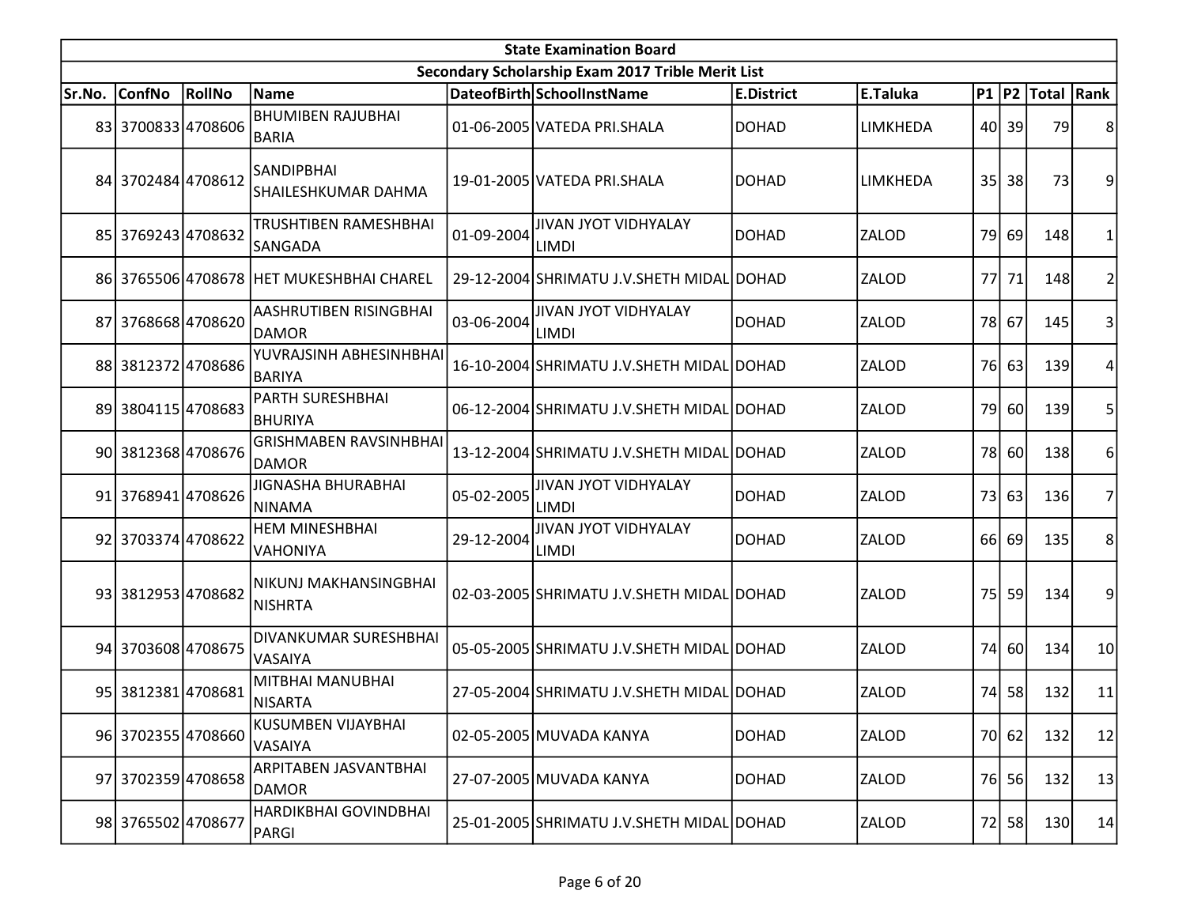| State Examination Board | | | | | | | | | | | | |
|---|---|---|---|---|---|---|---|---|---|---|---|---|
| Secondary Scholarship Exam 2017 Trible Merit List | | | | | | | | | | | | |
| Sr.No. | ConfNo | RollNo | Name | DateofBirth | SchoolInstName | E.District | E.Taluka | P1 | P2 | Total | Rank |
| 83 | 3700833 | 4708606 | BHUMIBEN RAJUBHAI BARIA | 01-06-2005 | VATEDA PRI.SHALA | DOHAD | LIMKHEDA | 40 | 39 | 79 | 8 |
| 84 | 3702484 | 4708612 | SANDIPBHAI SHAILESHKUMAR DAHMA | 19-01-2005 | VATEDA PRI.SHALA | DOHAD | LIMKHEDA | 35 | 38 | 73 | 9 |
| 85 | 3769243 | 4708632 | TRUSHTIBEN RAMESHBHAI SANGADA | 01-09-2004 | JIVAN JYOT VIDHYALAY LIMDI | DOHAD | ZALOD | 79 | 69 | 148 | 1 |
| 86 | 3765506 | 4708678 | HET MUKESHBHAI CHAREL | 29-12-2004 | SHRIMATU J.V.SHETH MIDAL | DOHAD | ZALOD | 77 | 71 | 148 | 2 |
| 87 | 3768668 | 4708620 | AASHRUTIBEN RISINGBHAI DAMOR | 03-06-2004 | JIVAN JYOT VIDHYALAY LIMDI | DOHAD | ZALOD | 78 | 67 | 145 | 3 |
| 88 | 3812372 | 4708686 | YUVRAJSINH ABHESINHBHAI BARIYA | 16-10-2004 | SHRIMATU J.V.SHETH MIDAL | DOHAD | ZALOD | 76 | 63 | 139 | 4 |
| 89 | 3804115 | 4708683 | PARTH SURESHBHAI BHURIYA | 06-12-2004 | SHRIMATU J.V.SHETH MIDAL | DOHAD | ZALOD | 79 | 60 | 139 | 5 |
| 90 | 3812368 | 4708676 | GRISHMABEN RAVSINHBHAI DAMOR | 13-12-2004 | SHRIMATU J.V.SHETH MIDAL | DOHAD | ZALOD | 78 | 60 | 138 | 6 |
| 91 | 3768941 | 4708626 | JIGNASHA BHURABHAI NINAMA | 05-02-2005 | JIVAN JYOT VIDHYALAY LIMDI | DOHAD | ZALOD | 73 | 63 | 136 | 7 |
| 92 | 3703374 | 4708622 | HEM MINESHBHAI VAHONIYA | 29-12-2004 | JIVAN JYOT VIDHYALAY LIMDI | DOHAD | ZALOD | 66 | 69 | 135 | 8 |
| 93 | 3812953 | 4708682 | NIKUNJ MAKHANSINGBHAI NISHRTA | 02-03-2005 | SHRIMATU J.V.SHETH MIDAL | DOHAD | ZALOD | 75 | 59 | 134 | 9 |
| 94 | 3703608 | 4708675 | DIVANKUMAR SURESHBHAI VASAIYA | 05-05-2005 | SHRIMATU J.V.SHETH MIDAL | DOHAD | ZALOD | 74 | 60 | 134 | 10 |
| 95 | 3812381 | 4708681 | MITBHAI MANUBHAI NISARTA | 27-05-2004 | SHRIMATU J.V.SHETH MIDAL | DOHAD | ZALOD | 74 | 58 | 132 | 11 |
| 96 | 3702355 | 4708660 | KUSUMBEN VIJAYBHAI VASAIYA | 02-05-2005 | MUVADA KANYA | DOHAD | ZALOD | 70 | 62 | 132 | 12 |
| 97 | 3702359 | 4708658 | ARPITABEN JASVANTBHAI DAMOR | 27-07-2005 | MUVADA KANYA | DOHAD | ZALOD | 76 | 56 | 132 | 13 |
| 98 | 3765502 | 4708677 | HARDIKBHAI GOVINDBHAI PARGI | 25-01-2005 | SHRIMATU J.V.SHETH MIDAL | DOHAD | ZALOD | 72 | 58 | 130 | 14 |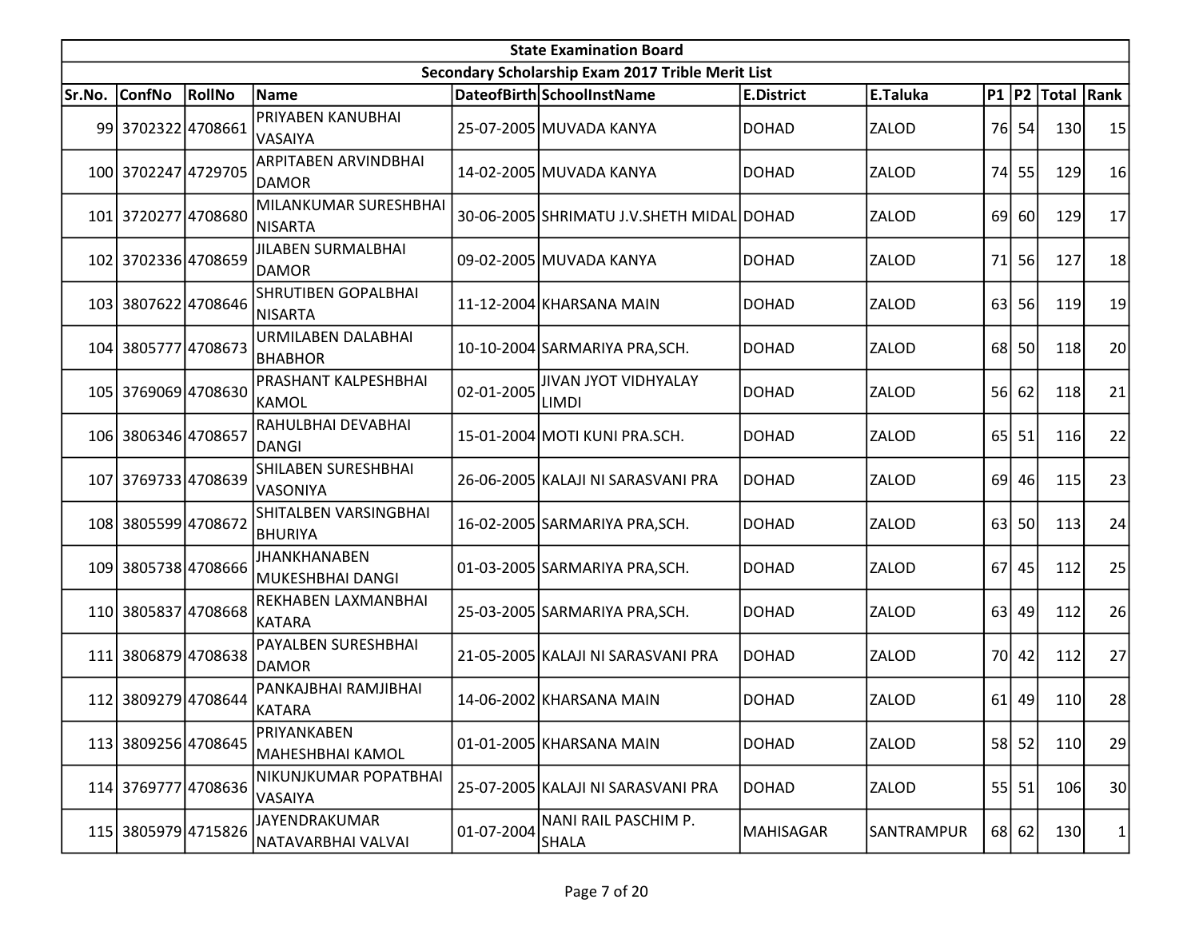| State Examination Board | | | | | | | | | | | |
|---|---|---|---|---|---|---|---|---|---|---|---|
| Secondary Scholarship Exam 2017 Trible Merit List | | | | | | | | | | | |
| Sr.No. | ConfNo | RollNo | Name | DateofBirth | SchoolInstName | E.District | E.Taluka | P1 | P2 | Total | Rank |
| 99 | 3702322 | 4708661 | PRIYABEN KANUBHAI VASAIYA | 25-07-2005 | MUVADA KANYA | DOHAD | ZALOD | 76 | 54 | 130 | 15 |
| 100 | 3702247 | 4729705 | ARPITABEN ARVINDBHAI DAMOR | 14-02-2005 | MUVADA KANYA | DOHAD | ZALOD | 74 | 55 | 129 | 16 |
| 101 | 3720277 | 4708680 | MILANKUMAR SURESHBHAI NISARTA | 30-06-2005 | SHRIMATU J.V.SHETH MIDAL | DOHAD | ZALOD | 69 | 60 | 129 | 17 |
| 102 | 3702336 | 4708659 | JILABEN SURMALBHAI DAMOR | 09-02-2005 | MUVADA KANYA | DOHAD | ZALOD | 71 | 56 | 127 | 18 |
| 103 | 3807622 | 4708646 | SHRUTIBEN GOPALBHAI NISARTA | 11-12-2004 | KHARSANA MAIN | DOHAD | ZALOD | 63 | 56 | 119 | 19 |
| 104 | 3805777 | 4708673 | URMILABEN DALABHAI BHABHOR | 10-10-2004 | SARMARIYA PRA,SCH. | DOHAD | ZALOD | 68 | 50 | 118 | 20 |
| 105 | 3769069 | 4708630 | PRASHANT KALPESHBHAI KAMOL | 02-01-2005 | JIVAN JYOT VIDHYALAY LIMDI | DOHAD | ZALOD | 56 | 62 | 118 | 21 |
| 106 | 3806346 | 4708657 | RAHULBHAI DEVABHAI DANGI | 15-01-2004 | MOTI KUNI PRA.SCH. | DOHAD | ZALOD | 65 | 51 | 116 | 22 |
| 107 | 3769733 | 4708639 | SHILABEN SURESHBHAI VASONIYA | 26-06-2005 | KALAJI NI SARASVANI PRA | DOHAD | ZALOD | 69 | 46 | 115 | 23 |
| 108 | 3805599 | 4708672 | SHITALBEN VARSINGBHAI BHURIYA | 16-02-2005 | SARMARIYA PRA,SCH. | DOHAD | ZALOD | 63 | 50 | 113 | 24 |
| 109 | 3805738 | 4708666 | JHANKHANABEN MUKESHBHAI DANGI | 01-03-2005 | SARMARIYA PRA,SCH. | DOHAD | ZALOD | 67 | 45 | 112 | 25 |
| 110 | 3805837 | 4708668 | REKHABEN LAXMANBHAI KATARA | 25-03-2005 | SARMARIYA PRA,SCH. | DOHAD | ZALOD | 63 | 49 | 112 | 26 |
| 111 | 3806879 | 4708638 | PAYALBEN SURESHBHAI DAMOR | 21-05-2005 | KALAJI NI SARASVANI PRA | DOHAD | ZALOD | 70 | 42 | 112 | 27 |
| 112 | 3809279 | 4708644 | PANKAJBHAI RAMJIBHAI KATARA | 14-06-2002 | KHARSANA MAIN | DOHAD | ZALOD | 61 | 49 | 110 | 28 |
| 113 | 3809256 | 4708645 | PRIYANKABEN MAHESHBHAI KAMOL | 01-01-2005 | KHARSANA MAIN | DOHAD | ZALOD | 58 | 52 | 110 | 29 |
| 114 | 3769777 | 4708636 | NIKUNJKUMAR POPATBHAI VASAIYA | 25-07-2005 | KALAJI NI SARASVANI PRA | DOHAD | ZALOD | 55 | 51 | 106 | 30 |
| 115 | 3805979 | 4715826 | JAYENDRAKUMAR NATAVARBHAI VALVAI | 01-07-2004 | NANI RAIL PASCHIM P. SHALA | MAHISAGAR | SANTRAMPUR | 68 | 62 | 130 | 1 |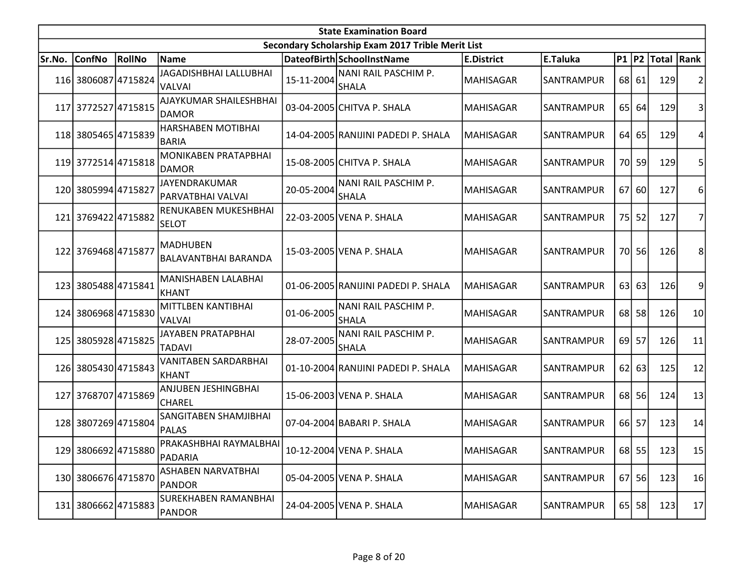| State Examination Board | | | | | | | | | | | |
|---|---|---|---|---|---|---|---|---|---|---|---|
| Secondary Scholarship Exam 2017 Trible Merit List | | | | | | | | | | | |
| Sr.No. | ConfNo | RollNo | Name | DateofBirth | SchoolInstName | E.District | E.Taluka | P1 | P2 | Total | Rank |
| 116 | 3806087 | 4715824 | JAGADISHBHAI LALLUBHAI VALVAI | 15-11-2004 | NANI RAIL PASCHIM P. SHALA | MAHISAGAR | SANTRAMPUR | 68 | 61 | 129 | 2 |
| 117 | 3772527 | 4715815 | AJAYKUMAR SHAILESHBHAI DAMOR | 03-04-2005 | CHITVA P. SHALA | MAHISAGAR | SANTRAMPUR | 65 | 64 | 129 | 3 |
| 118 | 3805465 | 4715839 | HARSHABEN MOTIBHAI BARIA | 14-04-2005 | RANIJINI PADEDI P. SHALA | MAHISAGAR | SANTRAMPUR | 64 | 65 | 129 | 4 |
| 119 | 3772514 | 4715818 | MONIKABEN PRATAPBHAI DAMOR | 15-08-2005 | CHITVA P. SHALA | MAHISAGAR | SANTRAMPUR | 70 | 59 | 129 | 5 |
| 120 | 3805994 | 4715827 | JAYENDRAKUMAR PARVATBHAI VALVAI | 20-05-2004 | NANI RAIL PASCHIM P. SHALA | MAHISAGAR | SANTRAMPUR | 67 | 60 | 127 | 6 |
| 121 | 3769422 | 4715882 | RENUKABEN MUKESHBHAI SELOT | 22-03-2005 | VENA P. SHALA | MAHISAGAR | SANTRAMPUR | 75 | 52 | 127 | 7 |
| 122 | 3769468 | 4715877 | MADHUBEN BALAVANTBHAI BARANDA | 15-03-2005 | VENA P. SHALA | MAHISAGAR | SANTRAMPUR | 70 | 56 | 126 | 8 |
| 123 | 3805488 | 4715841 | MANISHABEN LALABHAI KHANT | 01-06-2005 | RANIJINI PADEDI P. SHALA | MAHISAGAR | SANTRAMPUR | 63 | 63 | 126 | 9 |
| 124 | 3806968 | 4715830 | MITTLBEN KANTIBHAI VALVAI | 01-06-2005 | NANI RAIL PASCHIM P. SHALA | MAHISAGAR | SANTRAMPUR | 68 | 58 | 126 | 10 |
| 125 | 3805928 | 4715825 | JAYABEN PRATAPBHAI TADAVI | 28-07-2005 | NANI RAIL PASCHIM P. SHALA | MAHISAGAR | SANTRAMPUR | 69 | 57 | 126 | 11 |
| 126 | 3805430 | 4715843 | VANITABEN SARDARBHAI KHANT | 01-10-2004 | RANIJINI PADEDI P. SHALA | MAHISAGAR | SANTRAMPUR | 62 | 63 | 125 | 12 |
| 127 | 3768707 | 4715869 | ANJUBEN JESHINGBHAI CHAREL | 15-06-2003 | VENA P. SHALA | MAHISAGAR | SANTRAMPUR | 68 | 56 | 124 | 13 |
| 128 | 3807269 | 4715804 | SANGITABEN SHAMJIBHAI PALAS | 07-04-2004 | BABARI P. SHALA | MAHISAGAR | SANTRAMPUR | 66 | 57 | 123 | 14 |
| 129 | 3806692 | 4715880 | PRAKASHBHAI RAYMALBHAI PADARIA | 10-12-2004 | VENA P. SHALA | MAHISAGAR | SANTRAMPUR | 68 | 55 | 123 | 15 |
| 130 | 3806676 | 4715870 | ASHABEN NARVATBHAI PANDOR | 05-04-2005 | VENA P. SHALA | MAHISAGAR | SANTRAMPUR | 67 | 56 | 123 | 16 |
| 131 | 3806662 | 4715883 | SUREKHABEN RAMANBHAI PANDOR | 24-04-2005 | VENA P. SHALA | MAHISAGAR | SANTRAMPUR | 65 | 58 | 123 | 17 |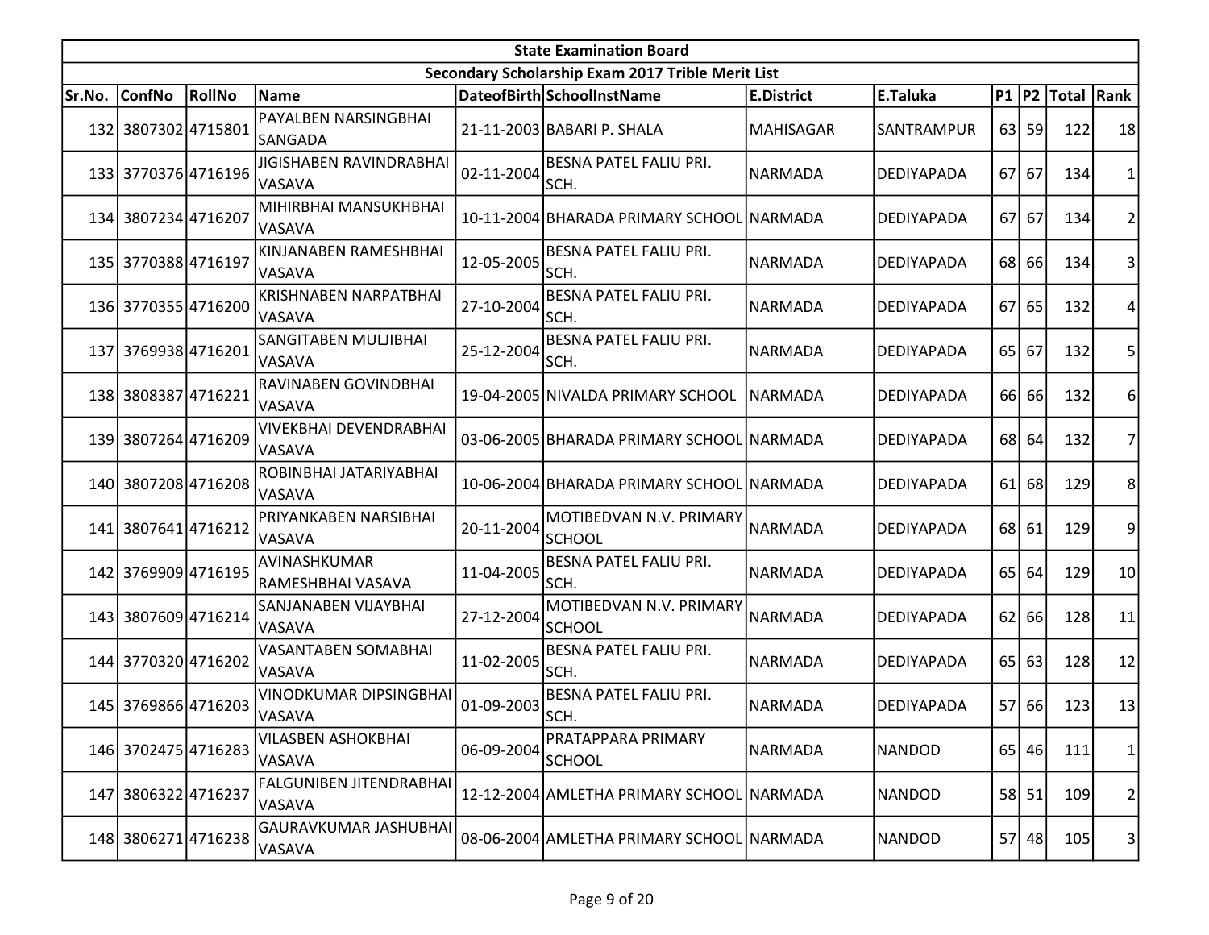| State Examination Board | | | | | | | | | | | | |
|---|---|---|---|---|---|---|---|---|---|---|---|---|
| Secondary Scholarship Exam 2017 Trible Merit List | | | | | | | | | | | | |
| Sr.No. | ConfNo | RollNo | Name | DateofBirth | SchoolInstName | E.District | E.Taluka | P1 | P2 | Total | Rank |
| 132 | 3807302 | 4715801 | PAYALBEN NARSINGBHAI SANGADA | 21-11-2003 | BABARI P. SHALA | MAHISAGAR | SANTRAMPUR | 63 | 59 | 122 | 18 |
| 133 | 3770376 | 4716196 | JIGISHABEN RAVINDRABHAI VASAVA | 02-11-2004 | BESNA PATEL FALIU PRI. SCH. | NARMADA | DEDIYAPADA | 67 | 67 | 134 | 1 |
| 134 | 3807234 | 4716207 | MIHIRBHAI MANSUKHBHAI VASAVA | 10-11-2004 | BHARADA PRIMARY SCHOOL | NARMADA | DEDIYAPADA | 67 | 67 | 134 | 2 |
| 135 | 3770388 | 4716197 | KINJANABEN RAMESHBHAI VASAVA | 12-05-2005 | BESNA PATEL FALIU PRI. SCH. | NARMADA | DEDIYAPADA | 68 | 66 | 134 | 3 |
| 136 | 3770355 | 4716200 | KRISHNABEN NARPATBHAI VASAVA | 27-10-2004 | BESNA PATEL FALIU PRI. SCH. | NARMADA | DEDIYAPADA | 67 | 65 | 132 | 4 |
| 137 | 3769938 | 4716201 | SANGITABEN MULJIBHAI VASAVA | 25-12-2004 | BESNA PATEL FALIU PRI. SCH. | NARMADA | DEDIYAPADA | 65 | 67 | 132 | 5 |
| 138 | 3808387 | 4716221 | RAVINABEN GOVINDBHAI VASAVA | 19-04-2005 | NIVALDA PRIMARY SCHOOL | NARMADA | DEDIYAPADA | 66 | 66 | 132 | 6 |
| 139 | 3807264 | 4716209 | VIVEKBHAI DEVENDRABHAI VASAVA | 03-06-2005 | BHARADA PRIMARY SCHOOL | NARMADA | DEDIYAPADA | 68 | 64 | 132 | 7 |
| 140 | 3807208 | 4716208 | ROBINBHAI JATARIYABHAI VASAVA | 10-06-2004 | BHARADA PRIMARY SCHOOL | NARMADA | DEDIYAPADA | 61 | 68 | 129 | 8 |
| 141 | 3807641 | 4716212 | PRIYANKABEN NARSIBHAI VASAVA | 20-11-2004 | MOTIBEDVAN N.V. PRIMARY SCHOOL | NARMADA | DEDIYAPADA | 68 | 61 | 129 | 9 |
| 142 | 3769909 | 4716195 | AVINASHKUMAR RAMESHBHAI VASAVA | 11-04-2005 | BESNA PATEL FALIU PRI. SCH. | NARMADA | DEDIYAPADA | 65 | 64 | 129 | 10 |
| 143 | 3807609 | 4716214 | SANJANABEN VIJAYBHAI VASAVA | 27-12-2004 | MOTIBEDVAN N.V. PRIMARY SCHOOL | NARMADA | DEDIYAPADA | 62 | 66 | 128 | 11 |
| 144 | 3770320 | 4716202 | VASANTABEN SOMABHAI VASAVA | 11-02-2005 | BESNA PATEL FALIU PRI. SCH. | NARMADA | DEDIYAPADA | 65 | 63 | 128 | 12 |
| 145 | 3769866 | 4716203 | VINODKUMAR DIPSINGBHAI VASAVA | 01-09-2003 | BESNA PATEL FALIU PRI. SCH. | NARMADA | DEDIYAPADA | 57 | 66 | 123 | 13 |
| 146 | 3702475 | 4716283 | VILASBEN ASHOKBHAI VASAVA | 06-09-2004 | PRATAPPARA PRIMARY SCHOOL | NARMADA | NANDOD | 65 | 46 | 111 | 1 |
| 147 | 3806322 | 4716237 | FALGUNIBEN JITENDRABHAI VASAVA | 12-12-2004 | AMLETHA PRIMARY SCHOOL | NARMADA | NANDOD | 58 | 51 | 109 | 2 |
| 148 | 3806271 | 4716238 | GAURAVKUMAR JASHUBHAI VASAVA | 08-06-2004 | AMLETHA PRIMARY SCHOOL | NARMADA | NANDOD | 57 | 48 | 105 | 3 |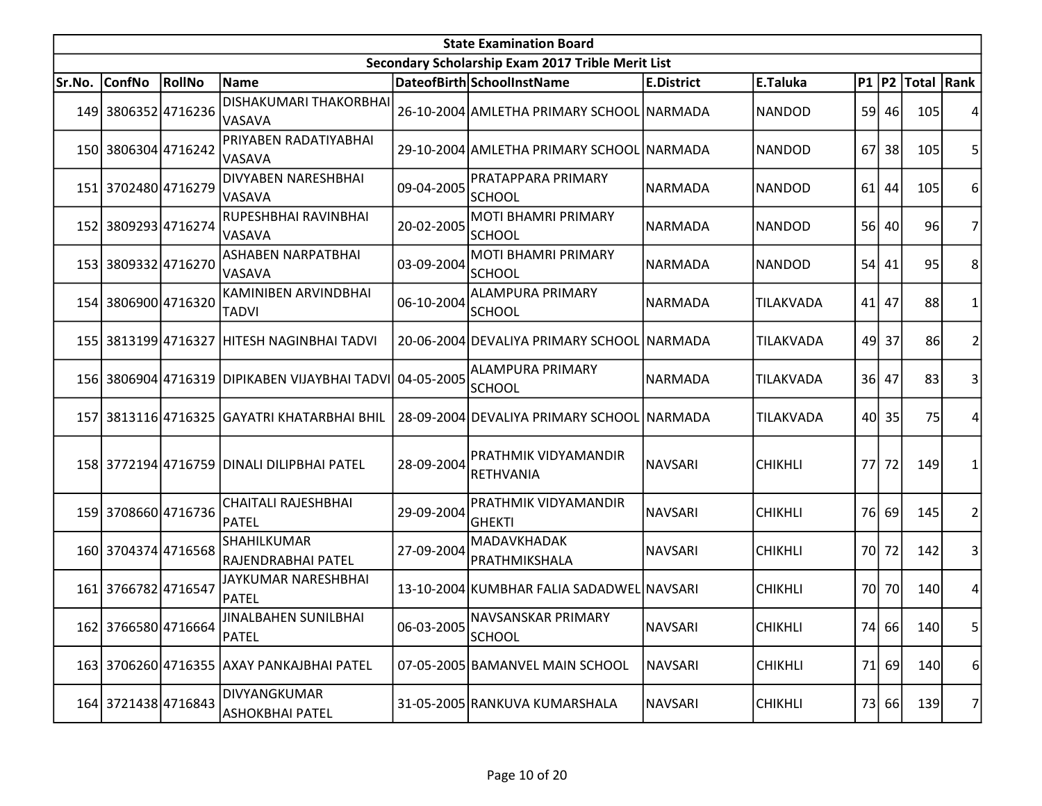| State Examination Board | | | | | | | | | | | |
|---|---|---|---|---|---|---|---|---|---|---|---|
| Secondary Scholarship Exam 2017 Trible Merit List | | | | | | | | | | | |
| Sr.No. | ConfNo | RollNo | Name | DateofBirth | SchoolInstName | E.District | E.Taluka | P1 | P2 | Total | Rank |
| 149 | 3806352 | 4716236 | DISHAKUMARI THAKORBHAI VASAVA | 26-10-2004 | AMLETHA PRIMARY SCHOOL | NARMADA | NANDOD | 59 | 46 | 105 | 4 |
| 150 | 3806304 | 4716242 | PRIYABEN RADATIYABHAI VASAVA | 29-10-2004 | AMLETHA PRIMARY SCHOOL | NARMADA | NANDOD | 67 | 38 | 105 | 5 |
| 151 | 3702480 | 4716279 | DIVYABEN NARESHBHAI VASAVA | 09-04-2005 | PRATAPPARA PRIMARY SCHOOL | NARMADA | NANDOD | 61 | 44 | 105 | 6 |
| 152 | 3809293 | 4716274 | RUPESHBHAI RAVINBHAI VASAVA | 20-02-2005 | MOTI BHAMRI PRIMARY SCHOOL | NARMADA | NANDOD | 56 | 40 | 96 | 7 |
| 153 | 3809332 | 4716270 | ASHABEN NARPATBHAI VASAVA | 03-09-2004 | MOTI BHAMRI PRIMARY SCHOOL | NARMADA | NANDOD | 54 | 41 | 95 | 8 |
| 154 | 3806900 | 4716320 | KAMINIBEN ARVINDBHAI TADVI | 06-10-2004 | ALAMPURA PRIMARY SCHOOL | NARMADA | TILAKVADA | 41 | 47 | 88 | 1 |
| 155 | 3813199 | 4716327 | HITESH NAGINBHAI TADVI | 20-06-2004 | DEVALIYA PRIMARY SCHOOL | NARMADA | TILAKVADA | 49 | 37 | 86 | 2 |
| 156 | 3806904 | 4716319 | DIPIKABEN VIJAYBHAI TADVI | 04-05-2005 | ALAMPURA PRIMARY SCHOOL | NARMADA | TILAKVADA | 36 | 47 | 83 | 3 |
| 157 | 3813116 | 4716325 | GAYATRI KHATARBHAI BHIL | 28-09-2004 | DEVALIYA PRIMARY SCHOOL | NARMADA | TILAKVADA | 40 | 35 | 75 | 4 |
| 158 | 3772194 | 4716759 | DINALI DILIPBHAI PATEL | 28-09-2004 | PRATHMIK VIDYAMANDIR RETHVANIA | NAVSARI | CHIKHLI | 77 | 72 | 149 | 1 |
| 159 | 3708660 | 4716736 | CHAITALI RAJESHBHAI PATEL | 29-09-2004 | PRATHMIK VIDYAMANDIR GHEKTI | NAVSARI | CHIKHLI | 76 | 69 | 145 | 2 |
| 160 | 3704374 | 4716568 | SHAHILKUMAR RAJENDRABHAI PATEL | 27-09-2004 | MADAVKHADAK PRATHMIKSHALA | NAVSARI | CHIKHLI | 70 | 72 | 142 | 3 |
| 161 | 3766782 | 4716547 | JAYKUMAR NARESHBHAI PATEL | 13-10-2004 | KUMBHAR FALIA SADADWEL | NAVSARI | CHIKHLI | 70 | 70 | 140 | 4 |
| 162 | 3766580 | 4716664 | JINALBAHEN SUNILBHAI PATEL | 06-03-2005 | NAVSANSKAR PRIMARY SCHOOL | NAVSARI | CHIKHLI | 74 | 66 | 140 | 5 |
| 163 | 3706260 | 4716355 | AXAY PANKAJBHAI PATEL | 07-05-2005 | BAMANVEL MAIN SCHOOL | NAVSARI | CHIKHLI | 71 | 69 | 140 | 6 |
| 164 | 3721438 | 4716843 | DIVYANGKUMAR ASHOKBHAI PATEL | 31-05-2005 | RANKUVA KUMARSHALA | NAVSARI | CHIKHLI | 73 | 66 | 139 | 7 |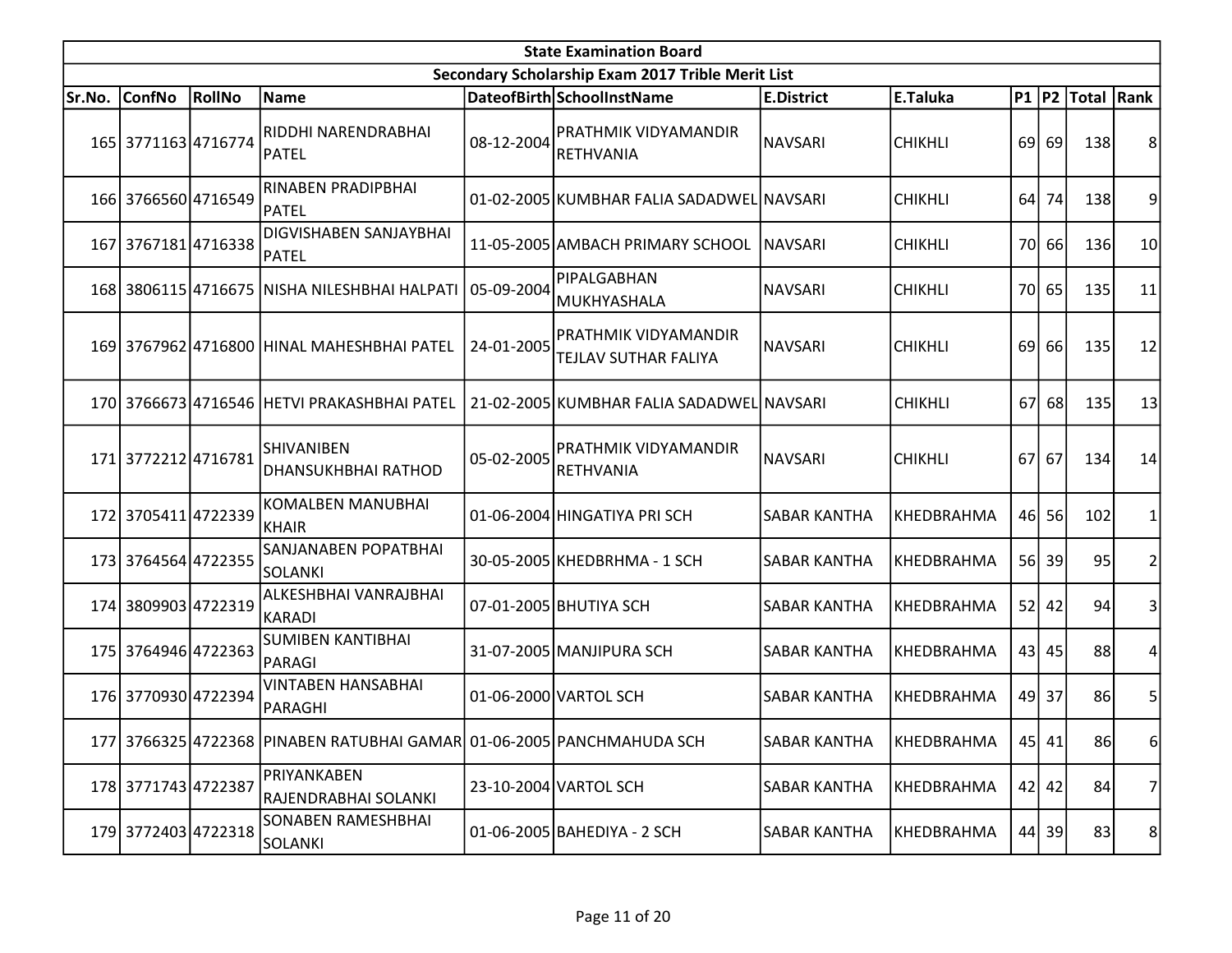| State Examination Board | | | | | | | | | | | |
|---|---|---|---|---|---|---|---|---|---|---|---|
| Secondary Scholarship Exam 2017 Trible Merit List | | | | | | | | | | | |
| Sr.No. | ConfNo | RollNo | Name | DateofBirth | SchoolInstName | E.District | E.Taluka | P1 | P2 | Total | Rank |
| 165 | 3771163 | 4716774 | RIDDHI NARENDRABHAI PATEL | 08-12-2004 | PRATHMIK VIDYAMANDIR RETHVANIA | NAVSARI | CHIKHLI | 69 | 69 | 138 | 8 |
| 166 | 3766560 | 4716549 | RINABEN PRADIPBHAI PATEL | 01-02-2005 | KUMBHAR FALIA SADADWEL | NAVSARI | CHIKHLI | 64 | 74 | 138 | 9 |
| 167 | 3767181 | 4716338 | DIGVISHABEN SANJAYBHAI PATEL | 11-05-2005 | AMBACH PRIMARY SCHOOL | NAVSARI | CHIKHLI | 70 | 66 | 136 | 10 |
| 168 | 3806115 | 4716675 | NISHA NILESHBHAI HALPATI | 05-09-2004 | PIPALGABHAN MUKHYASHALA | NAVSARI | CHIKHLI | 70 | 65 | 135 | 11 |
| 169 | 3767962 | 4716800 | HINAL MAHESHBHAI PATEL | 24-01-2005 | PRATHMIK VIDYAMANDIR TEJLAV SUTHAR FALIYA | NAVSARI | CHIKHLI | 69 | 66 | 135 | 12 |
| 170 | 3766673 | 4716546 | HETVI PRAKASHBHAI PATEL | 21-02-2005 | KUMBHAR FALIA SADADWEL | NAVSARI | CHIKHLI | 67 | 68 | 135 | 13 |
| 171 | 3772212 | 4716781 | SHIVANIBEN DHANSUKHBHAI RATHOD | 05-02-2005 | PRATHMIK VIDYAMANDIR RETHVANIA | NAVSARI | CHIKHLI | 67 | 67 | 134 | 14 |
| 172 | 3705411 | 4722339 | KOMALBEN MANUBHAI KHAIR | 01-06-2004 | HINGATIYA PRI SCH | SABAR KANTHA | KHEDBRAHMA | 46 | 56 | 102 | 1 |
| 173 | 3764564 | 4722355 | SANJANABEN POPATBHAI SOLANKI | 30-05-2005 | KHEDBRHMA - 1 SCH | SABAR KANTHA | KHEDBRAHMA | 56 | 39 | 95 | 2 |
| 174 | 3809903 | 4722319 | ALKESHBHAI VANRAJBHAI KARADI | 07-01-2005 | BHUTIYA SCH | SABAR KANTHA | KHEDBRAHMA | 52 | 42 | 94 | 3 |
| 175 | 3764946 | 4722363 | SUMIBEN KANTIBHAI PARAGI | 31-07-2005 | MANJIPURA SCH | SABAR KANTHA | KHEDBRAHMA | 43 | 45 | 88 | 4 |
| 176 | 3770930 | 4722394 | VINTABEN HANSABHAI PARAGHI | 01-06-2000 | VARTOL SCH | SABAR KANTHA | KHEDBRAHMA | 49 | 37 | 86 | 5 |
| 177 | 3766325 | 4722368 | PINABEN RATUBHAI GAMAR | 01-06-2005 | PANCHMAHUDA SCH | SABAR KANTHA | KHEDBRAHMA | 45 | 41 | 86 | 6 |
| 178 | 3771743 | 4722387 | PRIYANKABEN RAJENDRABHAI SOLANKI | 23-10-2004 | VARTOL SCH | SABAR KANTHA | KHEDBRAHMA | 42 | 42 | 84 | 7 |
| 179 | 3772403 | 4722318 | SONABEN RAMESHBHAI SOLANKI | 01-06-2005 | BAHEDIYA - 2 SCH | SABAR KANTHA | KHEDBRAHMA | 44 | 39 | 83 | 8 |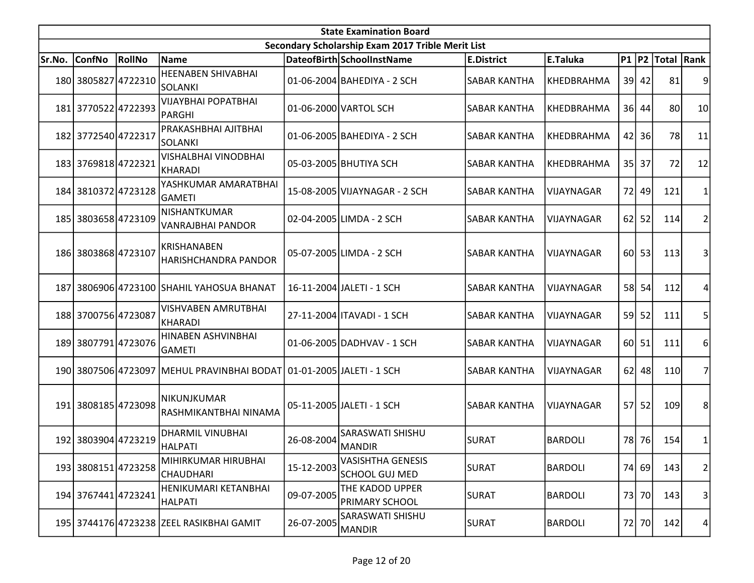| State Examination Board | | | | | | | | | | | |
|---|---|---|---|---|---|---|---|---|---|---|---|
| Secondary Scholarship Exam 2017 Trible Merit List | | | | | | | | | | | |
| Sr.No. | ConfNo | RollNo | Name | DateofBirth | SchoolInstName | E.District | E.Taluka | P1 | P2 | Total | Rank |
| 180 | 3805827 | 4722310 | HEENABEN SHIVABHAI SOLANKI | 01-06-2004 | BAHEDIYA - 2 SCH | SABAR KANTHA | KHEDBRAHMA | 39 | 42 | 81 | 9 |
| 181 | 3770522 | 4722393 | VIJAYBHAI POPATBHAI PARGHI | 01-06-2000 | VARTOL SCH | SABAR KANTHA | KHEDBRAHMA | 36 | 44 | 80 | 10 |
| 182 | 3772540 | 4722317 | PRAKASHBHAI AJITBHAI SOLANKI | 01-06-2005 | BAHEDIYA - 2 SCH | SABAR KANTHA | KHEDBRAHMA | 42 | 36 | 78 | 11 |
| 183 | 3769818 | 4722321 | VISHALBHAI VINODBHAI KHARADI | 05-03-2005 | BHUTIYA SCH | SABAR KANTHA | KHEDBRAHMA | 35 | 37 | 72 | 12 |
| 184 | 3810372 | 4723128 | YASHKUMAR AMARATBHAI GAMETI | 15-08-2005 | VIJAYNAGAR - 2 SCH | SABAR KANTHA | VIJAYNAGAR | 72 | 49 | 121 | 1 |
| 185 | 3803658 | 4723109 | NISHANTKUMAR VANRAJBHAI PANDOR | 02-04-2005 | LIMDA - 2 SCH | SABAR KANTHA | VIJAYNAGAR | 62 | 52 | 114 | 2 |
| 186 | 3803868 | 4723107 | KRISHANABEN HARISHCHANDRA PANDOR | 05-07-2005 | LIMDA - 2 SCH | SABAR KANTHA | VIJAYNAGAR | 60 | 53 | 113 | 3 |
| 187 | 3806906 | 4723100 | SHAHIL YAHOSUA BHANAT | 16-11-2004 | JALETI - 1 SCH | SABAR KANTHA | VIJAYNAGAR | 58 | 54 | 112 | 4 |
| 188 | 3700756 | 4723087 | VISHVABEN AMRUTBHAI KHARADI | 27-11-2004 | ITAVADI - 1 SCH | SABAR KANTHA | VIJAYNAGAR | 59 | 52 | 111 | 5 |
| 189 | 3807791 | 4723076 | HINABEN ASHVINBHAI GAMETI | 01-06-2005 | DADHVAV - 1 SCH | SABAR KANTHA | VIJAYNAGAR | 60 | 51 | 111 | 6 |
| 190 | 3807506 | 4723097 | MEHUL PRAVINBHAI BODAT | 01-01-2005 | JALETI - 1 SCH | SABAR KANTHA | VIJAYNAGAR | 62 | 48 | 110 | 7 |
| 191 | 3808185 | 4723098 | NIKUNJKUMAR RASHMIKANTBHAI NINAMA | 05-11-2005 | JALETI - 1 SCH | SABAR KANTHA | VIJAYNAGAR | 57 | 52 | 109 | 8 |
| 192 | 3803904 | 4723219 | DHARMIL VINUBHAI HALPATI | 26-08-2004 | SARASWATI SHISHU MANDIR | SURAT | BARDOLI | 78 | 76 | 154 | 1 |
| 193 | 3808151 | 4723258 | MIHIRKUMAR HIRUBHAI CHAUDHARI | 15-12-2003 | VASISHTHA GENESIS SCHOOL GUJ MED | SURAT | BARDOLI | 74 | 69 | 143 | 2 |
| 194 | 3767441 | 4723241 | HENIKUMARI KETANBHAI HALPATI | 09-07-2005 | THE KADOD UPPER PRIMARY SCHOOL | SURAT | BARDOLI | 73 | 70 | 143 | 3 |
| 195 | 3744176 | 4723238 | ZEEL RASIKBHAI GAMIT | 26-07-2005 | SARASWATI SHISHU MANDIR | SURAT | BARDOLI | 72 | 70 | 142 | 4 |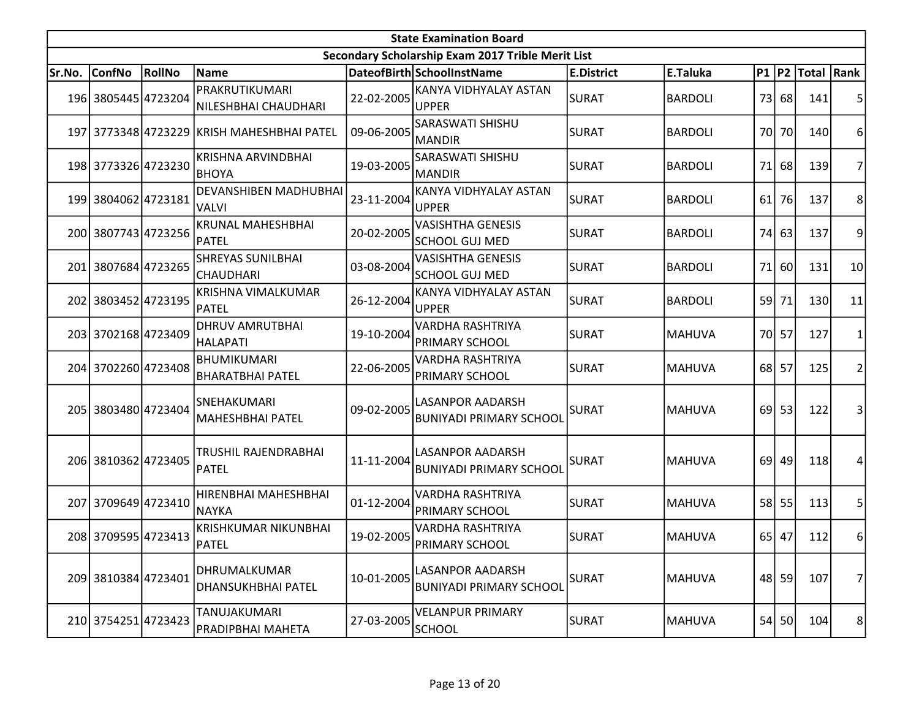| State Examination Board | | | | | | | | | | | |
|---|---|---|---|---|---|---|---|---|---|---|---|
| Secondary Scholarship Exam 2017 Trible Merit List | | | | | | | | | | | |
| Sr.No. | ConfNo | RollNo | Name | DateofBirth | SchoolInstName | E.District | E.Taluka | P1 | P2 | Total | Rank |
| 196 | 3805445 | 4723204 | PRAKRUTIKUMARI NILESHBHAI CHAUDHARI | 22-02-2005 | KANYA VIDHYALAY ASTAN UPPER | SURAT | BARDOLI | 73 | 68 | 141 | 5 |
| 197 | 3773348 | 4723229 | KRISH MAHESHBHAI PATEL | 09-06-2005 | SARASWATI SHISHU MANDIR | SURAT | BARDOLI | 70 | 70 | 140 | 6 |
| 198 | 3773326 | 4723230 | KRISHNA ARVINDBHAI BHOYA | 19-03-2005 | SARASWATI SHISHU MANDIR | SURAT | BARDOLI | 71 | 68 | 139 | 7 |
| 199 | 3804062 | 4723181 | DEVANSHIBEN MADHUBHAI VALVI | 23-11-2004 | KANYA VIDHYALAY ASTAN UPPER | SURAT | BARDOLI | 61 | 76 | 137 | 8 |
| 200 | 3807743 | 4723256 | KRUNAL MAHESHBHAI PATEL | 20-02-2005 | VASISHTHA GENESIS SCHOOL GUJ MED | SURAT | BARDOLI | 74 | 63 | 137 | 9 |
| 201 | 3807684 | 4723265 | SHREYAS SUNILBHAI CHAUDHARI | 03-08-2004 | VASISHTHA GENESIS SCHOOL GUJ MED | SURAT | BARDOLI | 71 | 60 | 131 | 10 |
| 202 | 3803452 | 4723195 | KRISHNA VIMALKUMAR PATEL | 26-12-2004 | KANYA VIDHYALAY ASTAN UPPER | SURAT | BARDOLI | 59 | 71 | 130 | 11 |
| 203 | 3702168 | 4723409 | DHRUV AMRUTBHAI HALAPATI | 19-10-2004 | VARDHA RASHTRIYA PRIMARY SCHOOL | SURAT | MAHUVA | 70 | 57 | 127 | 1 |
| 204 | 3702260 | 4723408 | BHUMIKUMARI BHARATBHAI PATEL | 22-06-2005 | VARDHA RASHTRIYA PRIMARY SCHOOL | SURAT | MAHUVA | 68 | 57 | 125 | 2 |
| 205 | 3803480 | 4723404 | SNEHAKUMARI MAHESHBHAI PATEL | 09-02-2005 | LASANPOR AADARSH BUNIYADI PRIMARY SCHOOL | SURAT | MAHUVA | 69 | 53 | 122 | 3 |
| 206 | 3810362 | 4723405 | TRUSHIL RAJENDRABHAI PATEL | 11-11-2004 | LASANPOR AADARSH BUNIYADI PRIMARY SCHOOL | SURAT | MAHUVA | 69 | 49 | 118 | 4 |
| 207 | 3709649 | 4723410 | HIRENBHAI MAHESHBHAI NAYKA | 01-12-2004 | VARDHA RASHTRIYA PRIMARY SCHOOL | SURAT | MAHUVA | 58 | 55 | 113 | 5 |
| 208 | 3709595 | 4723413 | KRISHKUMAR NIKUNBHAI PATEL | 19-02-2005 | VARDHA RASHTRIYA PRIMARY SCHOOL | SURAT | MAHUVA | 65 | 47 | 112 | 6 |
| 209 | 3810384 | 4723401 | DHRUMALKUMAR DHANSUKHBHAI PATEL | 10-01-2005 | LASANPOR AADARSH BUNIYADI PRIMARY SCHOOL | SURAT | MAHUVA | 48 | 59 | 107 | 7 |
| 210 | 3754251 | 4723423 | TANUJAKUMARI PRADIPBHAI MAHETA | 27-03-2005 | VELANPUR PRIMARY SCHOOL | SURAT | MAHUVA | 54 | 50 | 104 | 8 |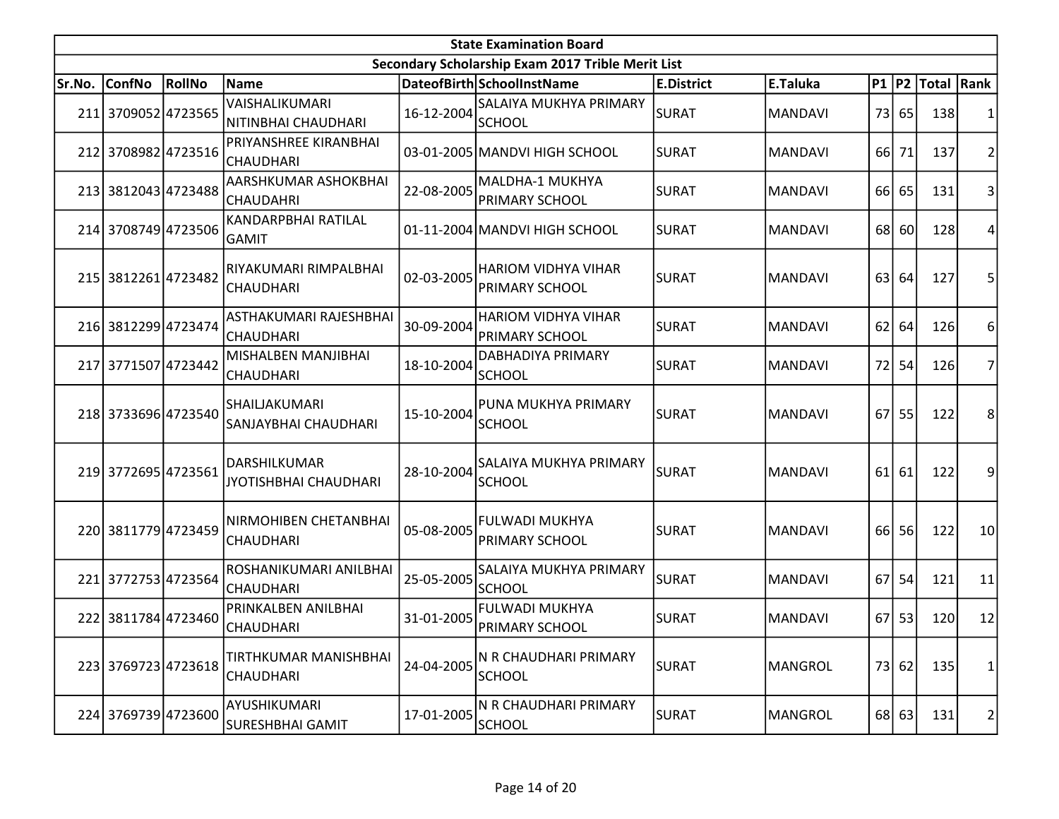# State Examination Board

## Secondary Scholarship Exam 2017 Trible Merit List

| Sr.No. | ConfNo | RollNo | Name | DateofBirth | SchoolInstName | E.District | E.Taluka | P1 | P2 | Total | Rank |
|---|---|---|---|---|---|---|---|---|---|---|---|
| 211 | 3709052 | 4723565 | VAISHALIKUMARI NITINBHAI CHAUDHARI | 16-12-2004 | SALAIYA MUKHYA PRIMARY SCHOOL | SURAT | MANDAVI | 73 | 65 | 138 | 1 |
| 212 | 3708982 | 4723516 | PRIYANSHREE KIRANBHAI CHAUDHARI | 03-01-2005 | MANDVI HIGH SCHOOL | SURAT | MANDAVI | 66 | 71 | 137 | 2 |
| 213 | 3812043 | 4723488 | AARSHKUMAR ASHOKBHAI CHAUDAHRI | 22-08-2005 | MALDHA-1 MUKHYA PRIMARY SCHOOL | SURAT | MANDAVI | 66 | 65 | 131 | 3 |
| 214 | 3708749 | 4723506 | KANDARPBHAI RATILAL GAMIT | 01-11-2004 | MANDVI HIGH SCHOOL | SURAT | MANDAVI | 68 | 60 | 128 | 4 |
| 215 | 3812261 | 4723482 | RIYAKUMARI RIMPALBHAI CHAUDHARI | 02-03-2005 | HARIOM VIDHYA VIHAR PRIMARY SCHOOL | SURAT | MANDAVI | 63 | 64 | 127 | 5 |
| 216 | 3812299 | 4723474 | ASTHAKUMARI RAJESHBHAI CHAUDHARI | 30-09-2004 | HARIOM VIDHYA VIHAR PRIMARY SCHOOL | SURAT | MANDAVI | 62 | 64 | 126 | 6 |
| 217 | 3771507 | 4723442 | MISHALBEN MANJIBHAI CHAUDHARI | 18-10-2004 | DABHADIYA PRIMARY SCHOOL | SURAT | MANDAVI | 72 | 54 | 126 | 7 |
| 218 | 3733696 | 4723540 | SHAILJAKUMARI SANJAYBHAI CHAUDHARI | 15-10-2004 | PUNA MUKHYA PRIMARY SCHOOL | SURAT | MANDAVI | 67 | 55 | 122 | 8 |
| 219 | 3772695 | 4723561 | DARSHILKUMAR JYOTISHBHAI CHAUDHARI | 28-10-2004 | SALAIYA MUKHYA PRIMARY SCHOOL | SURAT | MANDAVI | 61 | 61 | 122 | 9 |
| 220 | 3811779 | 4723459 | NIRMOHIBEN CHETANBHAI CHAUDHARI | 05-08-2005 | FULWADI MUKHYA PRIMARY SCHOOL | SURAT | MANDAVI | 66 | 56 | 122 | 10 |
| 221 | 3772753 | 4723564 | ROSHANIKUMARI ANILBHAI CHAUDHARI | 25-05-2005 | SALAIYA MUKHYA PRIMARY SCHOOL | SURAT | MANDAVI | 67 | 54 | 121 | 11 |
| 222 | 3811784 | 4723460 | PRINKALBEN ANILBHAI CHAUDHARI | 31-01-2005 | FULWADI MUKHYA PRIMARY SCHOOL | SURAT | MANDAVI | 67 | 53 | 120 | 12 |
| 223 | 3769723 | 4723618 | TIRTHKUMAR MANISHBHAI CHAUDHARI | 24-04-2005 | N R CHAUDHARI PRIMARY SCHOOL | SURAT | MANGROL | 73 | 62 | 135 | 1 |
| 224 | 3769739 | 4723600 | AYUSHIKUMARI SURESHBHAI GAMIT | 17-01-2005 | N R CHAUDHARI PRIMARY SCHOOL | SURAT | MANGROL | 68 | 63 | 131 | 2 |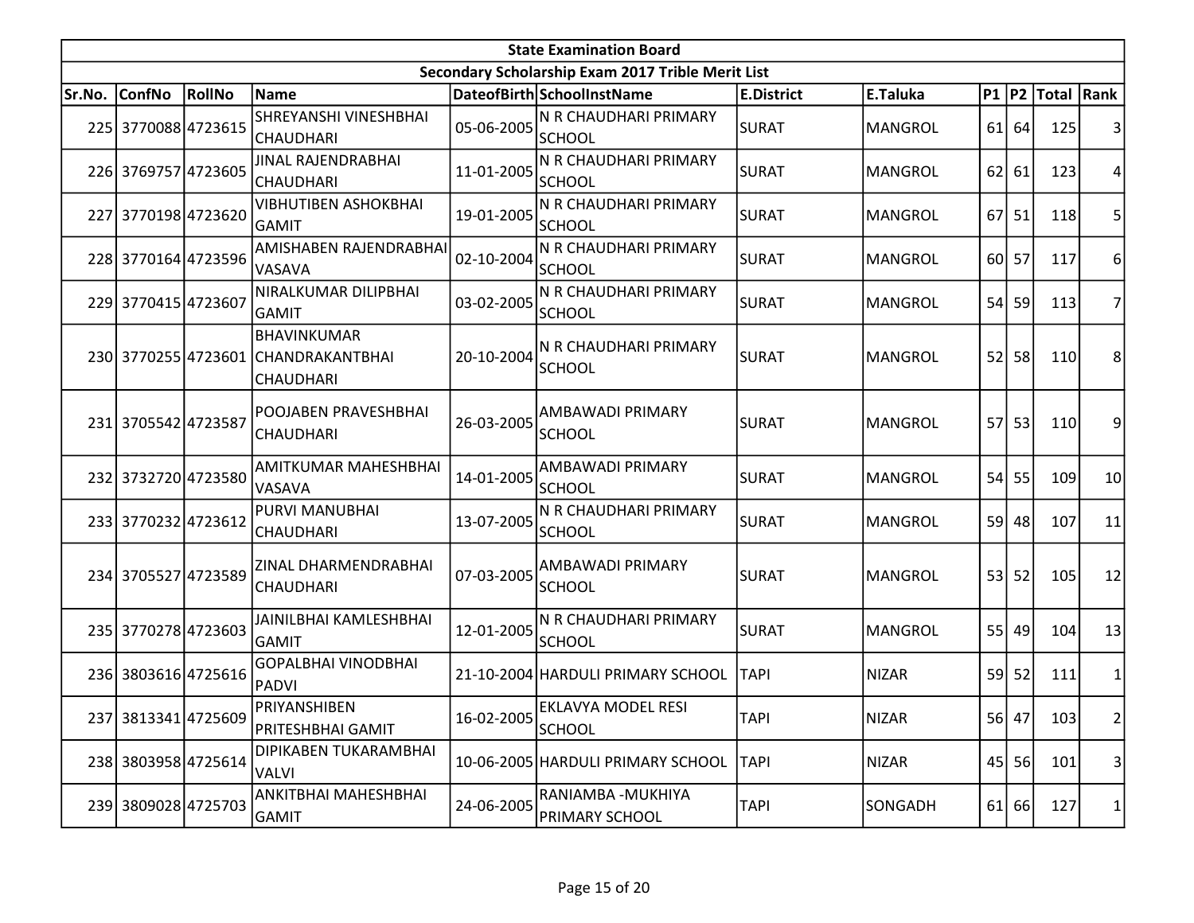| State Examination Board | | | | | | | | | | | |
|---|---|---|---|---|---|---|---|---|---|---|---|
| Secondary Scholarship Exam 2017 Trible Merit List | | | | | | | | | | | |
| Sr.No. | ConfNo | RollNo | Name | DateofBirth | SchoolInstName | E.District | E.Taluka | P1 | P2 | Total | Rank |
| 225 | 3770088 | 4723615 | SHREYANSHI VINESHBHAI CHAUDHARI | 05-06-2005 | N R CHAUDHARI PRIMARY SCHOOL | SURAT | MANGROL | 61 | 64 | 125 | 3 |
| 226 | 3769757 | 4723605 | JINAL RAJENDRABHAI CHAUDHARI | 11-01-2005 | N R CHAUDHARI PRIMARY SCHOOL | SURAT | MANGROL | 62 | 61 | 123 | 4 |
| 227 | 3770198 | 4723620 | VIBHUTIBEN ASHOKBHAI GAMIT | 19-01-2005 | N R CHAUDHARI PRIMARY SCHOOL | SURAT | MANGROL | 67 | 51 | 118 | 5 |
| 228 | 3770164 | 4723596 | AMISHABEN RAJENDRABHAI VASAVA | 02-10-2004 | N R CHAUDHARI PRIMARY SCHOOL | SURAT | MANGROL | 60 | 57 | 117 | 6 |
| 229 | 3770415 | 4723607 | NIRALKUMAR DILIPBHAI GAMIT | 03-02-2005 | N R CHAUDHARI PRIMARY SCHOOL | SURAT | MANGROL | 54 | 59 | 113 | 7 |
| 230 | 3770255 | 4723601 | BHAVINKUMAR CHANDRAKANTBHAI CHAUDHARI | 20-10-2004 | N R CHAUDHARI PRIMARY SCHOOL | SURAT | MANGROL | 52 | 58 | 110 | 8 |
| 231 | 3705542 | 4723587 | POOJABEN PRAVESHBHAI CHAUDHARI | 26-03-2005 | AMBAWADI PRIMARY SCHOOL | SURAT | MANGROL | 57 | 53 | 110 | 9 |
| 232 | 3732720 | 4723580 | AMITKUMAR MAHESHBHAI VASAVA | 14-01-2005 | AMBAWADI PRIMARY SCHOOL | SURAT | MANGROL | 54 | 55 | 109 | 10 |
| 233 | 3770232 | 4723612 | PURVI MANUBHAI CHAUDHARI | 13-07-2005 | N R CHAUDHARI PRIMARY SCHOOL | SURAT | MANGROL | 59 | 48 | 107 | 11 |
| 234 | 3705527 | 4723589 | ZINAL DHARMENDRABHAI CHAUDHARI | 07-03-2005 | AMBAWADI PRIMARY SCHOOL | SURAT | MANGROL | 53 | 52 | 105 | 12 |
| 235 | 3770278 | 4723603 | JAINILBHAI KAMLESHBHAI GAMIT | 12-01-2005 | N R CHAUDHARI PRIMARY SCHOOL | SURAT | MANGROL | 55 | 49 | 104 | 13 |
| 236 | 3803616 | 4725616 | GOPALBHAI VINODBHAI PADVI | 21-10-2004 | HARDULI PRIMARY SCHOOL | TAPI | NIZAR | 59 | 52 | 111 | 1 |
| 237 | 3813341 | 4725609 | PRIYANSHIBEN PRITESHBHAI GAMIT | 16-02-2005 | EKLAVYA MODEL RESI SCHOOL | TAPI | NIZAR | 56 | 47 | 103 | 2 |
| 238 | 3803958 | 4725614 | DIPIKABEN TUKARAMBHAI VALVI | 10-06-2005 | HARDULI PRIMARY SCHOOL | TAPI | NIZAR | 45 | 56 | 101 | 3 |
| 239 | 3809028 | 4725703 | ANKITBHAI MAHESHBHAI GAMIT | 24-06-2005 | RANIAMBA -MUKHIYA PRIMARY SCHOOL | TAPI | SONGADH | 61 | 66 | 127 | 1 |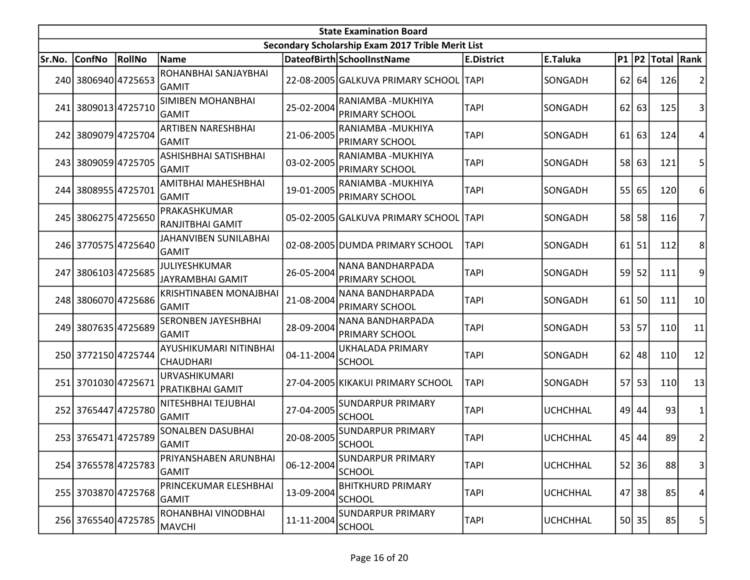| State Examination Board | | | | | | | | | | | |
|---|---|---|---|---|---|---|---|---|---|---|---|
| Secondary Scholarship Exam 2017 Trible Merit List | | | | | | | | | | | |
| Sr.No. | ConfNo | RollNo | Name | DateofBirth | SchoolInstName | E.District | E.Taluka | P1 | P2 | Total | Rank |
| 240 | 3806940 | 4725653 | ROHANBHAI SANJAYBHAI GAMIT | 22-08-2005 | GALKUVA PRIMARY SCHOOL | TAPI | SONGADH | 62 | 64 | 126 | 2 |
| 241 | 3809013 | 4725710 | SIMIBEN MOHANBHAI GAMIT | 25-02-2004 | RANIAMBA -MUKHIYA PRIMARY SCHOOL | TAPI | SONGADH | 62 | 63 | 125 | 3 |
| 242 | 3809079 | 4725704 | ARTIBEN NARESHBHAI GAMIT | 21-06-2005 | RANIAMBA -MUKHIYA PRIMARY SCHOOL | TAPI | SONGADH | 61 | 63 | 124 | 4 |
| 243 | 3809059 | 4725705 | ASHISHBHAI SATISHBHAI GAMIT | 03-02-2005 | RANIAMBA -MUKHIYA PRIMARY SCHOOL | TAPI | SONGADH | 58 | 63 | 121 | 5 |
| 244 | 3808955 | 4725701 | AMITBHAI MAHESHBHAI GAMIT | 19-01-2005 | RANIAMBA -MUKHIYA PRIMARY SCHOOL | TAPI | SONGADH | 55 | 65 | 120 | 6 |
| 245 | 3806275 | 4725650 | PRAKASHKUMAR RANJITBHAI GAMIT | 05-02-2005 | GALKUVA PRIMARY SCHOOL | TAPI | SONGADH | 58 | 58 | 116 | 7 |
| 246 | 3770575 | 4725640 | JAHANVIBEN SUNILABHAI GAMIT | 02-08-2005 | DUMDA PRIMARY SCHOOL | TAPI | SONGADH | 61 | 51 | 112 | 8 |
| 247 | 3806103 | 4725685 | JULIYESHKUMAR JAYRAMBHAI GAMIT | 26-05-2004 | NANA BANDHARPADA PRIMARY SCHOOL | TAPI | SONGADH | 59 | 52 | 111 | 9 |
| 248 | 3806070 | 4725686 | KRISHTINABEN MONAJBHAI GAMIT | 21-08-2004 | NANA BANDHARPADA PRIMARY SCHOOL | TAPI | SONGADH | 61 | 50 | 111 | 10 |
| 249 | 3807635 | 4725689 | SERONBEN JAYESHBHAI GAMIT | 28-09-2004 | NANA BANDHARPADA PRIMARY SCHOOL | TAPI | SONGADH | 53 | 57 | 110 | 11 |
| 250 | 3772150 | 4725744 | AYUSHIKUMARI NITINBHAI CHAUDHARI | 04-11-2004 | UKHALADA PRIMARY SCHOOL | TAPI | SONGADH | 62 | 48 | 110 | 12 |
| 251 | 3701030 | 4725671 | URVASHIKUMARI PRATIKBHAI GAMIT | 27-04-2005 | KIKAKUI PRIMARY SCHOOL | TAPI | SONGADH | 57 | 53 | 110 | 13 |
| 252 | 3765447 | 4725780 | NITESHBHAI TEJUBHAI GAMIT | 27-04-2005 | SUNDARPUR PRIMARY SCHOOL | TAPI | UCHCHHAL | 49 | 44 | 93 | 1 |
| 253 | 3765471 | 4725789 | SONALBEN DASUBHAI GAMIT | 20-08-2005 | SUNDARPUR PRIMARY SCHOOL | TAPI | UCHCHHAL | 45 | 44 | 89 | 2 |
| 254 | 3765578 | 4725783 | PRIYANSHABEN ARUNBHAI GAMIT | 06-12-2004 | SUNDARPUR PRIMARY SCHOOL | TAPI | UCHCHHAL | 52 | 36 | 88 | 3 |
| 255 | 3703870 | 4725768 | PRINCEKUMAR ELESHBHAI GAMIT | 13-09-2004 | BHITKHURD PRIMARY SCHOOL | TAPI | UCHCHHAL | 47 | 38 | 85 | 4 |
| 256 | 3765540 | 4725785 | ROHANBHAI VINODBHAI MAVCHI | 11-11-2004 | SUNDARPUR PRIMARY SCHOOL | TAPI | UCHCHHAL | 50 | 35 | 85 | 5 |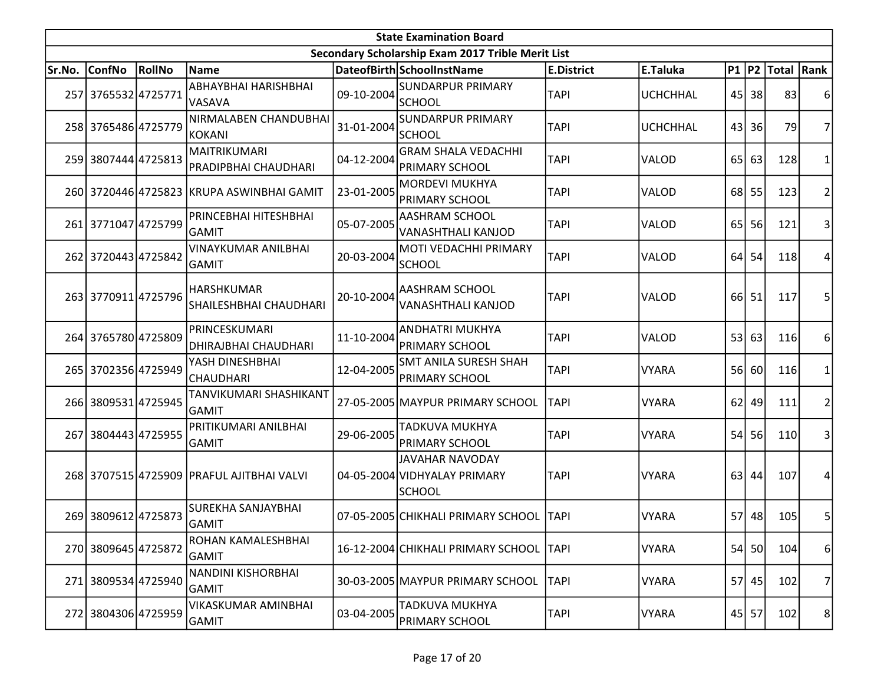| State Examination Board | | | | | | | | | | | |
|---|---|---|---|---|---|---|---|---|---|---|---|
| Secondary Scholarship Exam 2017 Trible Merit List | | | | | | | | | | | |
| Sr.No. | ConfNo | RollNo | Name | DateofBirth | SchoolInstName | E.District | E.Taluka | P1 | P2 | Total | Rank |
| 257 | 3765532 | 4725771 | ABHAYBHAI HARISHBHAI VASAVA | 09-10-2004 | SUNDARPUR PRIMARY SCHOOL | TAPI | UCHCHHAL | 45 | 38 | 83 | 6 |
| 258 | 3765486 | 4725779 | NIRMALABEN CHANDUBHAI KOKANI | 31-01-2004 | SUNDARPUR PRIMARY SCHOOL | TAPI | UCHCHHAL | 43 | 36 | 79 | 7 |
| 259 | 3807444 | 4725813 | MAITRIKUMARI PRADIPBHAI CHAUDHARI | 04-12-2004 | GRAM SHALA VEDACHHI PRIMARY SCHOOL | TAPI | VALOD | 65 | 63 | 128 | 1 |
| 260 | 3720446 | 4725823 | KRUPA ASWINBHAI GAMIT | 23-01-2005 | MORDEVI MUKHYA PRIMARY SCHOOL | TAPI | VALOD | 68 | 55 | 123 | 2 |
| 261 | 3771047 | 4725799 | PRINCEBHAI HITESHBHAI GAMIT | 05-07-2005 | AASHRAM SCHOOL VANASHTHALI KANJOD | TAPI | VALOD | 65 | 56 | 121 | 3 |
| 262 | 3720443 | 4725842 | VINAYKUMAR ANILBHAI GAMIT | 20-03-2004 | MOTI VEDACHHI PRIMARY SCHOOL | TAPI | VALOD | 64 | 54 | 118 | 4 |
| 263 | 3770911 | 4725796 | HARSHKUMAR SHAILESHBHAI CHAUDHARI | 20-10-2004 | AASHRAM SCHOOL VANASHTHALI KANJOD | TAPI | VALOD | 66 | 51 | 117 | 5 |
| 264 | 3765780 | 4725809 | PRINCESKUMARI DHIRAJBHAI CHAUDHARI | 11-10-2004 | ANDHATRI MUKHYA PRIMARY SCHOOL | TAPI | VALOD | 53 | 63 | 116 | 6 |
| 265 | 3702356 | 4725949 | YASH DINESHBHAI CHAUDHARI | 12-04-2005 | SMT ANILA SURESH SHAH PRIMARY SCHOOL | TAPI | VYARA | 56 | 60 | 116 | 1 |
| 266 | 3809531 | 4725945 | TANVIKUMARI SHASHIKANT GAMIT | 27-05-2005 | MAYPUR PRIMARY SCHOOL | TAPI | VYARA | 62 | 49 | 111 | 2 |
| 267 | 3804443 | 4725955 | PRITIKUMARI ANILBHAI GAMIT | 29-06-2005 | TADKUVA MUKHYA PRIMARY SCHOOL | TAPI | VYARA | 54 | 56 | 110 | 3 |
| 268 | 3707515 | 4725909 | PRAFUL AJITBHAI VALVI | 04-05-2004 | JAVAHAR NAVODAY VIDHYALAY PRIMARY SCHOOL | TAPI | VYARA | 63 | 44 | 107 | 4 |
| 269 | 3809612 | 4725873 | SUREKHA SANJAYBHAI GAMIT | 07-05-2005 | CHIKHALI PRIMARY SCHOOL | TAPI | VYARA | 57 | 48 | 105 | 5 |
| 270 | 3809645 | 4725872 | ROHAN KAMALESHBHAI GAMIT | 16-12-2004 | CHIKHALI PRIMARY SCHOOL | TAPI | VYARA | 54 | 50 | 104 | 6 |
| 271 | 3809534 | 4725940 | NANDINI KISHORBHAI GAMIT | 30-03-2005 | MAYPUR PRIMARY SCHOOL | TAPI | VYARA | 57 | 45 | 102 | 7 |
| 272 | 3804306 | 4725959 | VIKASKUMAR AMINBHAI GAMIT | 03-04-2005 | TADKUVA MUKHYA PRIMARY SCHOOL | TAPI | VYARA | 45 | 57 | 102 | 8 |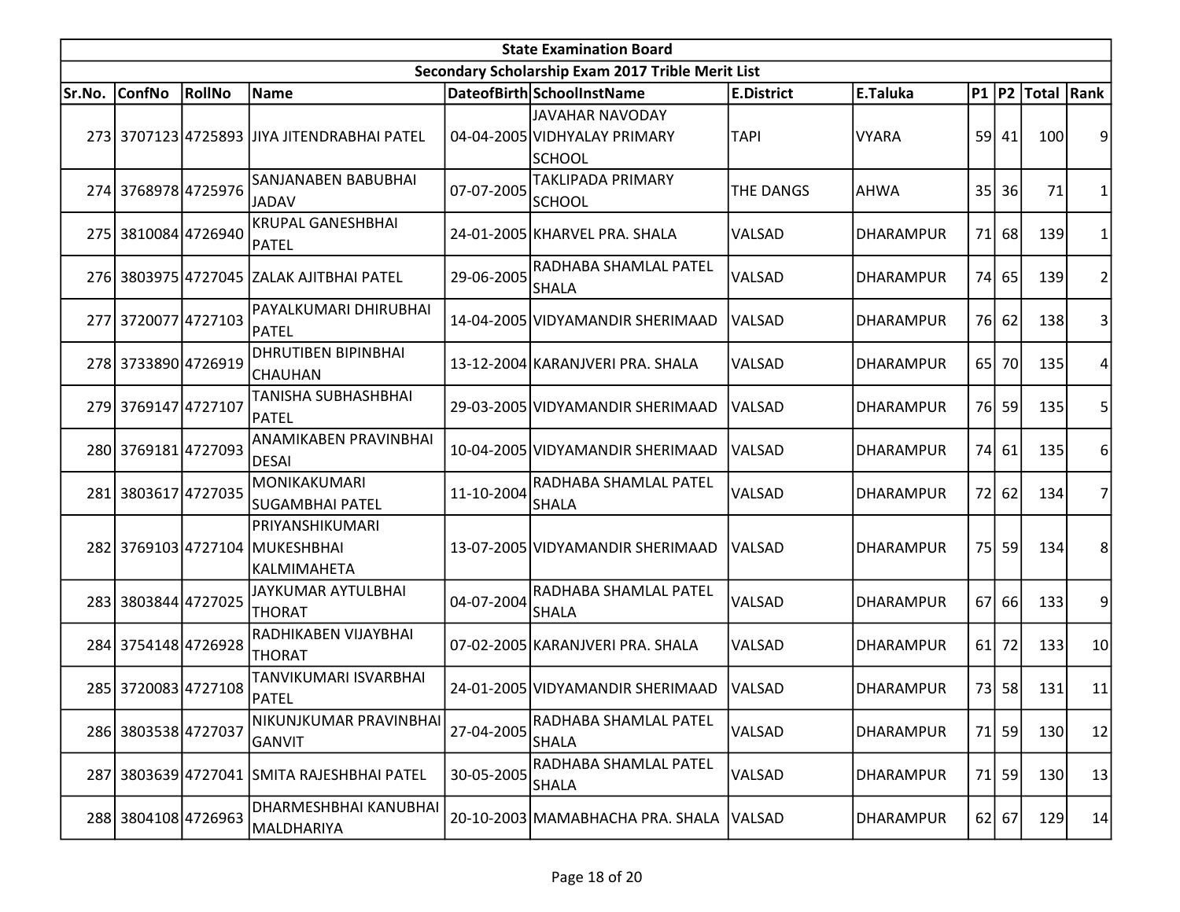| State Examination Board | | | | | | | | | | | |
|---|---|---|---|---|---|---|---|---|---|---|---|
| Secondary Scholarship Exam 2017 Trible Merit List | | | | | | | | | | | |
| Sr.No. | ConfNo | RollNo | Name | DateofBirth | SchoolInstName | E.District | E.Taluka | P1 | P2 | Total | Rank |
| 273 | 3707123 | 4725893 | JIYA JITENDRABHAI PATEL | 04-04-2005 | JAVAHAR NAVODAY VIDHYALAY PRIMARY SCHOOL | TAPI | VYARA | 59 | 41 | 100 | 9 |
| 274 | 3768978 | 4725976 | SANJANABEN BABUBHAI JADAV | 07-07-2005 | TAKLIPADA PRIMARY SCHOOL | THE DANGS | AHWA | 35 | 36 | 71 | 1 |
| 275 | 3810084 | 4726940 | KRUPAL GANESHBHAI PATEL | 24-01-2005 | KHARVEL PRA. SHALA | VALSAD | DHARAMPUR | 71 | 68 | 139 | 1 |
| 276 | 3803975 | 4727045 | ZALAK AJITBHAI PATEL | 29-06-2005 | RADHABA SHAMLAL PATEL SHALA | VALSAD | DHARAMPUR | 74 | 65 | 139 | 2 |
| 277 | 3720077 | 4727103 | PAYALKUMARI DHIRUBHAI PATEL | 14-04-2005 | VIDYAMANDIR SHERIMAAD | VALSAD | DHARAMPUR | 76 | 62 | 138 | 3 |
| 278 | 3733890 | 4726919 | DHRUTIBEN BIPINBHAI CHAUHAN | 13-12-2004 | KARANJVERI PRA. SHALA | VALSAD | DHARAMPUR | 65 | 70 | 135 | 4 |
| 279 | 3769147 | 4727107 | TANISHA SUBHASHBHAI PATEL | 29-03-2005 | VIDYAMANDIR SHERIMAAD | VALSAD | DHARAMPUR | 76 | 59 | 135 | 5 |
| 280 | 3769181 | 4727093 | ANAMIKABEN PRAVINBHAI DESAI | 10-04-2005 | VIDYAMANDIR SHERIMAAD | VALSAD | DHARAMPUR | 74 | 61 | 135 | 6 |
| 281 | 3803617 | 4727035 | MONIKAKUMARI SUGAMBHAI PATEL | 11-10-2004 | RADHABA SHAMLAL PATEL SHALA | VALSAD | DHARAMPUR | 72 | 62 | 134 | 7 |
| 282 | 3769103 | 4727104 | PRIYANSHIKUMARI MUKESHBHAI KALMIMAHETA | 13-07-2005 | VIDYAMANDIR SHERIMAAD | VALSAD | DHARAMPUR | 75 | 59 | 134 | 8 |
| 283 | 3803844 | 4727025 | JAYKUMAR AYTULBHAI THORAT | 04-07-2004 | RADHABA SHAMLAL PATEL SHALA | VALSAD | DHARAMPUR | 67 | 66 | 133 | 9 |
| 284 | 3754148 | 4726928 | RADHIKABEN VIJAYBHAI THORAT | 07-02-2005 | KARANJVERI PRA. SHALA | VALSAD | DHARAMPUR | 61 | 72 | 133 | 10 |
| 285 | 3720083 | 4727108 | TANVIKUMARI ISVARBHAI PATEL | 24-01-2005 | VIDYAMANDIR SHERIMAAD | VALSAD | DHARAMPUR | 73 | 58 | 131 | 11 |
| 286 | 3803538 | 4727037 | NIKUNJKUMAR PRAVINBHAI GANVIT | 27-04-2005 | RADHABA SHAMLAL PATEL SHALA | VALSAD | DHARAMPUR | 71 | 59 | 130 | 12 |
| 287 | 3803639 | 4727041 | SMITA RAJESHBHAI PATEL | 30-05-2005 | RADHABA SHAMLAL PATEL SHALA | VALSAD | DHARAMPUR | 71 | 59 | 130 | 13 |
| 288 | 3804108 | 4726963 | DHARMESHBHAI KANUBHAI MALDHARIYA | 20-10-2003 | MAMABHACHA PRA. SHALA | VALSAD | DHARAMPUR | 62 | 67 | 129 | 14 |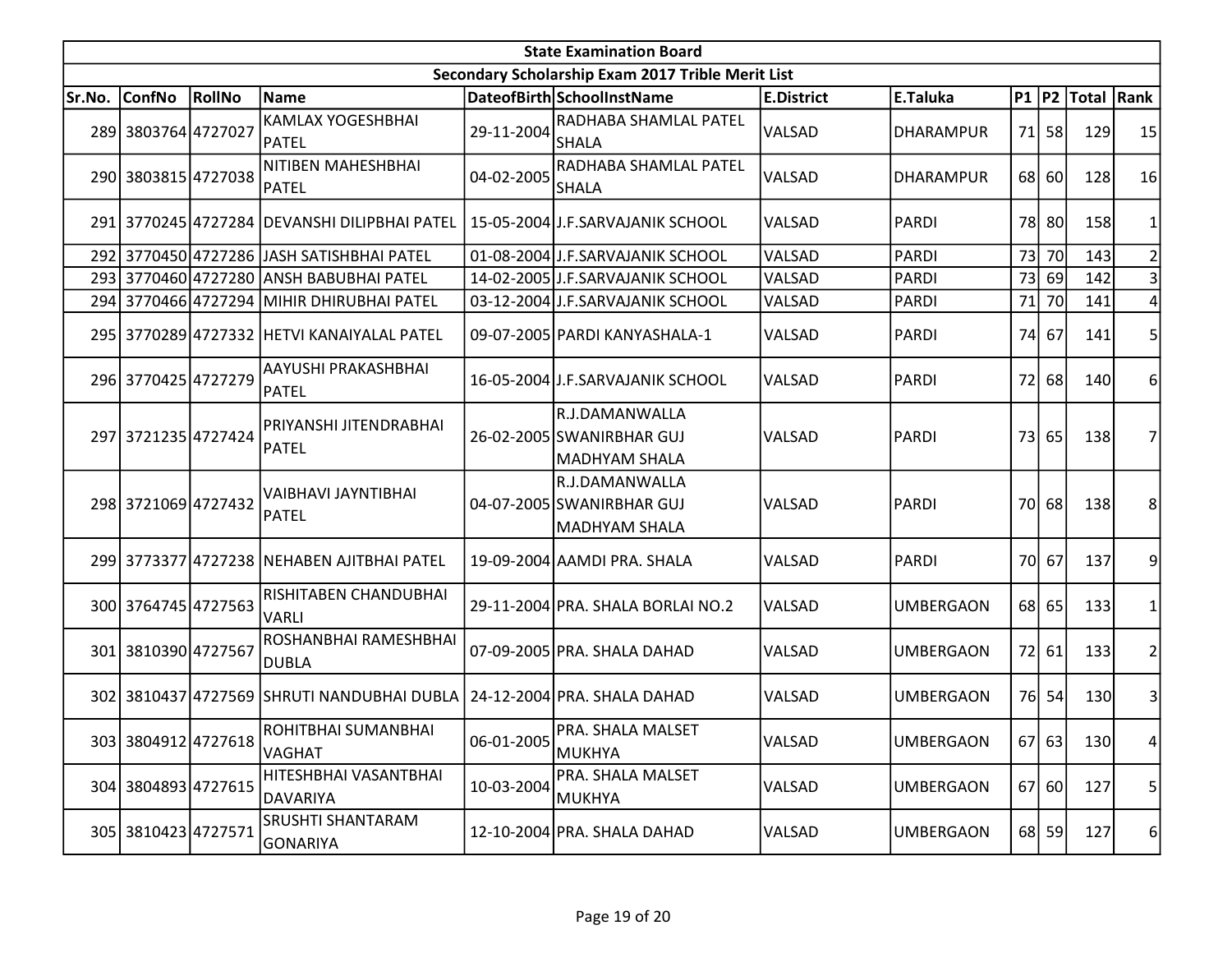| State Examination Board | | | | | | | | | | | |
|---|---|---|---|---|---|---|---|---|---|---|---|
| Secondary Scholarship Exam 2017 Trible Merit List | | | | | | | | | | | |
| Sr.No. | ConfNo | RollNo | Name | DateofBirth | SchoolInstName | E.District | E.Taluka | P1 | P2 | Total | Rank |
| 289 | 3803764 | 4727027 | KAMLAX YOGESHBHAI PATEL | 29-11-2004 | RADHABA SHAMLAL PATEL SHALA | VALSAD | DHARAMPUR | 71 | 58 | 129 | 15 |
| 290 | 3803815 | 4727038 | NITIBEN MAHESHBHAI PATEL | 04-02-2005 | RADHABA SHAMLAL PATEL SHALA | VALSAD | DHARAMPUR | 68 | 60 | 128 | 16 |
| 291 | 3770245 | 4727284 | DEVANSHI DILIPBHAI PATEL | 15-05-2004 | J.F.SARVAJANIK SCHOOL | VALSAD | PARDI | 78 | 80 | 158 | 1 |
| 292 | 3770450 | 4727286 | JASH SATISHBHAI PATEL | 01-08-2004 | J.F.SARVAJANIK SCHOOL | VALSAD | PARDI | 73 | 70 | 143 | 2 |
| 293 | 3770460 | 4727280 | ANSH BABUBHAI PATEL | 14-02-2005 | J.F.SARVAJANIK SCHOOL | VALSAD | PARDI | 73 | 69 | 142 | 3 |
| 294 | 3770466 | 4727294 | MIHIR DHIRUBHAI PATEL | 03-12-2004 | J.F.SARVAJANIK SCHOOL | VALSAD | PARDI | 71 | 70 | 141 | 4 |
| 295 | 3770289 | 4727332 | HETVI KANAIYALAL PATEL | 09-07-2005 | PARDI KANYASHALA-1 | VALSAD | PARDI | 74 | 67 | 141 | 5 |
| 296 | 3770425 | 4727279 | AAYUSHI PRAKASHBHAI PATEL | 16-05-2004 | J.F.SARVAJANIK SCHOOL | VALSAD | PARDI | 72 | 68 | 140 | 6 |
| 297 | 3721235 | 4727424 | PRIYANSHI JITENDRABHAI PATEL | 26-02-2005 | R.J.DAMANWALLA SWANIRBHAR GUJ MADHYAM SHALA | VALSAD | PARDI | 73 | 65 | 138 | 7 |
| 298 | 3721069 | 4727432 | VAIBHAVI JAYNTIBHAI PATEL | 04-07-2005 | R.J.DAMANWALLA SWANIRBHAR GUJ MADHYAM SHALA | VALSAD | PARDI | 70 | 68 | 138 | 8 |
| 299 | 3773377 | 4727238 | NEHABEN AJITBHAI PATEL | 19-09-2004 | AAMDI PRA. SHALA | VALSAD | PARDI | 70 | 67 | 137 | 9 |
| 300 | 3764745 | 4727563 | RISHITABEN CHANDUBHAI VARLI | 29-11-2004 | PRA. SHALA BORLAI NO.2 | VALSAD | UMBERGAON | 68 | 65 | 133 | 1 |
| 301 | 3810390 | 4727567 | ROSHANBHAI RAMESHBHAI DUBLA | 07-09-2005 | PRA. SHALA DAHAD | VALSAD | UMBERGAON | 72 | 61 | 133 | 2 |
| 302 | 3810437 | 4727569 | SHRUTI NANDUBHAI DUBLA | 24-12-2004 | PRA. SHALA DAHAD | VALSAD | UMBERGAON | 76 | 54 | 130 | 3 |
| 303 | 3804912 | 4727618 | ROHITBHAI SUMANBHAI VAGHAT | 06-01-2005 | PRA. SHALA MALSET MUKHYA | VALSAD | UMBERGAON | 67 | 63 | 130 | 4 |
| 304 | 3804893 | 4727615 | HITESHBHAI VASANTBHAI DAVARIYA | 10-03-2004 | PRA. SHALA MALSET MUKHYA | VALSAD | UMBERGAON | 67 | 60 | 127 | 5 |
| 305 | 3810423 | 4727571 | SRUSHTI SHANTARAM GONARIYA | 12-10-2004 | PRA. SHALA DAHAD | VALSAD | UMBERGAON | 68 | 59 | 127 | 6 |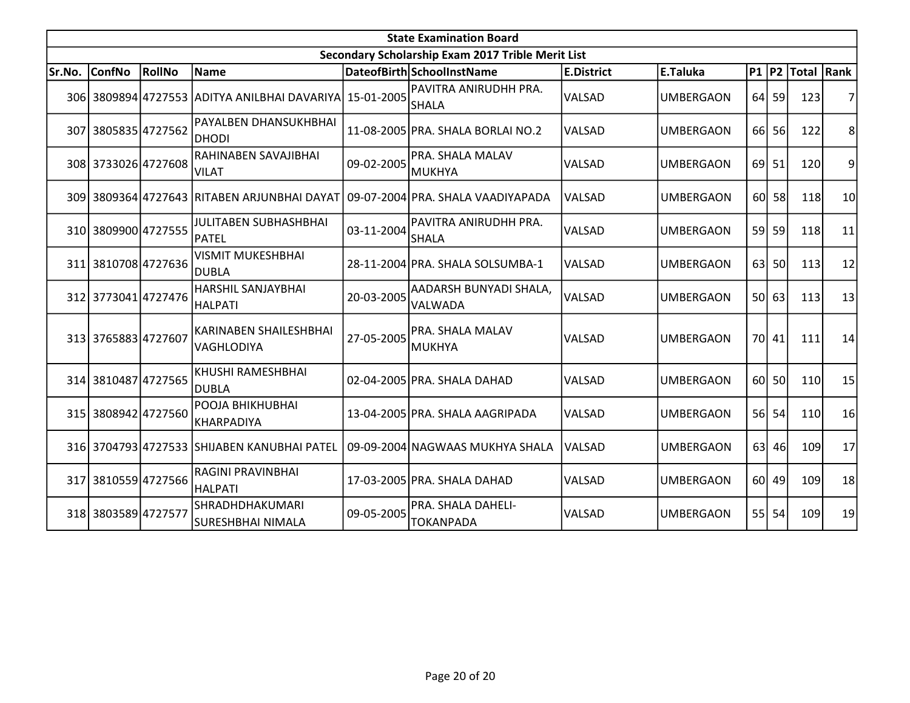| State Examination Board | | | | | | | | | | | |
|---|---|---|---|---|---|---|---|---|---|---|---|
| Secondary Scholarship Exam 2017 Trible Merit List | | | | | | | | | | | |
| Sr.No. | ConfNo | RollNo | Name | DateofBirth | SchoolInstName | E.District | E.Taluka | P1 | P2 | Total | Rank |
| 306 | 3809894 | 4727553 | ADITYA ANILBHAI DAVARIYA | 15-01-2005 | PAVITRA ANIRUDHH PRA. SHALA | VALSAD | UMBERGAON | 64 | 59 | 123 | 7 |
| 307 | 3805835 | 4727562 | PAYALBEN DHANSUKHBHAI DHODI | 11-08-2005 | PRA. SHALA BORLAI NO.2 | VALSAD | UMBERGAON | 66 | 56 | 122 | 8 |
| 308 | 3733026 | 4727608 | RAHINABEN SAVAJIBHAI VILAT | 09-02-2005 | PRA. SHALA MALAV MUKHYA | VALSAD | UMBERGAON | 69 | 51 | 120 | 9 |
| 309 | 3809364 | 4727643 | RITABEN ARJUNBHAI DAYAT | 09-07-2004 | PRA. SHALA VAADIYAPADA | VALSAD | UMBERGAON | 60 | 58 | 118 | 10 |
| 310 | 3809900 | 4727555 | JULITABEN SUBHASHBHAI PATEL | 03-11-2004 | PAVITRA ANIRUDHH PRA. SHALA | VALSAD | UMBERGAON | 59 | 59 | 118 | 11 |
| 311 | 3810708 | 4727636 | VISMIT MUKESHBHAI DUBLA | 28-11-2004 | PRA. SHALA SOLSUMBA-1 | VALSAD | UMBERGAON | 63 | 50 | 113 | 12 |
| 312 | 3773041 | 4727476 | HARSHIL SANJAYBHAI HALPATI | 20-03-2005 | AADARSH BUNYADI SHALA, VALWADA | VALSAD | UMBERGAON | 50 | 63 | 113 | 13 |
| 313 | 3765883 | 4727607 | KARINABEN SHAILESHBHAI VAGHLODIYA | 27-05-2005 | PRA. SHALA MALAV MUKHYA | VALSAD | UMBERGAON | 70 | 41 | 111 | 14 |
| 314 | 3810487 | 4727565 | KHUSHI RAMESHBHAI DUBLA | 02-04-2005 | PRA. SHALA DAHAD | VALSAD | UMBERGAON | 60 | 50 | 110 | 15 |
| 315 | 3808942 | 4727560 | POOJA BHIKHUBHAI KHARPADIYA | 13-04-2005 | PRA. SHALA AAGRIPADA | VALSAD | UMBERGAON | 56 | 54 | 110 | 16 |
| 316 | 3704793 | 4727533 | SHIJABEN KANUBHAI PATEL | 09-09-2004 | NAGWAAS MUKHYA SHALA | VALSAD | UMBERGAON | 63 | 46 | 109 | 17 |
| 317 | 3810559 | 4727566 | RAGINI PRAVINBHAI HALPATI | 17-03-2005 | PRA. SHALA DAHAD | VALSAD | UMBERGAON | 60 | 49 | 109 | 18 |
| 318 | 3803589 | 4727577 | SHRADHDHAKUMARI SURESHBHAI NIMALA | 09-05-2005 | PRA. SHALA DAHELI-TOKANPADA | VALSAD | UMBERGAON | 55 | 54 | 109 | 19 |